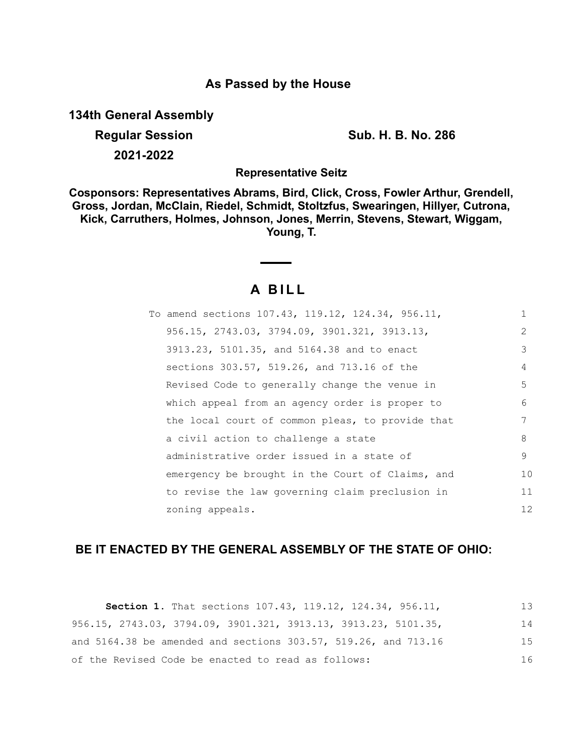## As Passed by the House

**134th General Assembly**

**Regular Session** **Sub. H. B. No. 286**

**2021-2022**

**Representative Seitz**

**Cosponsors: Representatives Abrams, Bird, Click, Cross, Fowler Arthur, Grendell, Gross, Jordan, McClain, Riedel, Schmidt, Stoltzfus, Swearingen, Hillyer, Cutrona, Kick, Carruthers, Holmes, Johnson, Jones, Merrin, Stevens, Stewart, Wiggam, Young, T.**

# A BILL

To amend sections 107.43, 119.12, 124.34, 956.11, 956.15, 2743.03, 3794.09, 3901.321, 3913.13, 3913.23, 5101.35, and 5164.38 and to enact sections 303.57, 519.26, and 713.16 of the Revised Code to generally change the venue in which appeal from an agency order is proper to the local court of common pleas, to provide that a civil action to challenge a state administrative order issued in a state of emergency be brought in the Court of Claims, and to revise the law governing claim preclusion in zoning appeals.

**BE IT ENACTED BY THE GENERAL ASSEMBLY OF THE STATE OF OHIO:**

**Section 1.** That sections 107.43, 119.12, 124.34, 956.11, 956.15, 2743.03, 3794.09, 3901.321, 3913.13, 3913.23, 5101.35, and 5164.38 be amended and sections 303.57, 519.26, and 713.16 of the Revised Code be enacted to read as follows: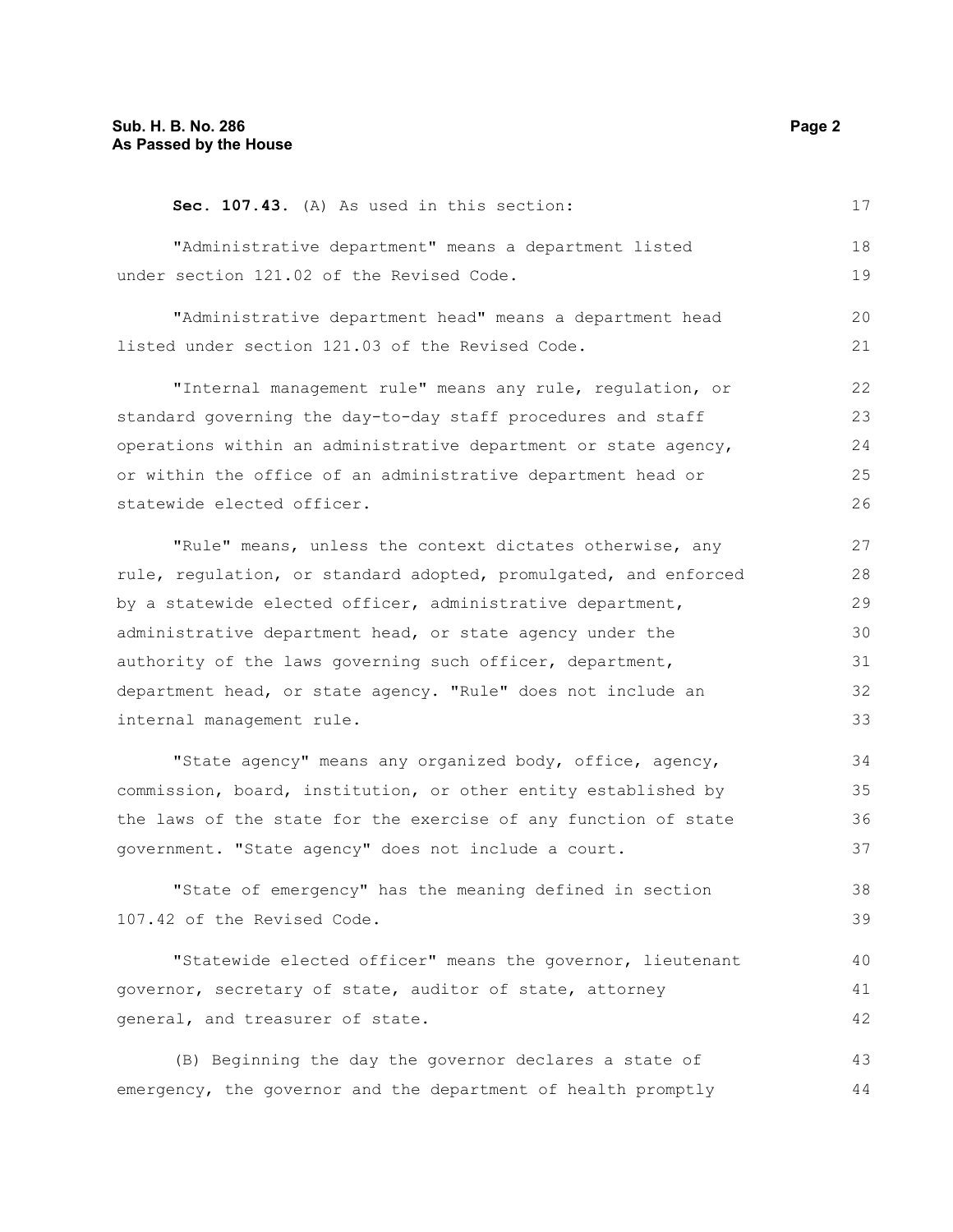**Sec. 107.43.** (A) As used in this section:

"Administrative department" means a department listed under section 121.02 of the Revised Code.

"Administrative department head" means a department head listed under section 121.03 of the Revised Code.

"Internal management rule" means any rule, regulation, or standard governing the day-to-day staff procedures and staff operations within an administrative department or state agency, or within the office of an administrative department head or statewide elected officer.

"Rule" means, unless the context dictates otherwise, any rule, regulation, or standard adopted, promulgated, and enforced by a statewide elected officer, administrative department, administrative department head, or state agency under the authority of the laws governing such officer, department, department head, or state agency. "Rule" does not include an internal management rule.

"State agency" means any organized body, office, agency, commission, board, institution, or other entity established by the laws of the state for the exercise of any function of state government. "State agency" does not include a court.

"State of emergency" has the meaning defined in section 107.42 of the Revised Code.

"Statewide elected officer" means the governor, lieutenant governor, secretary of state, auditor of state, attorney general, and treasurer of state.

(B) Beginning the day the governor declares a state of emergency, the governor and the department of health promptly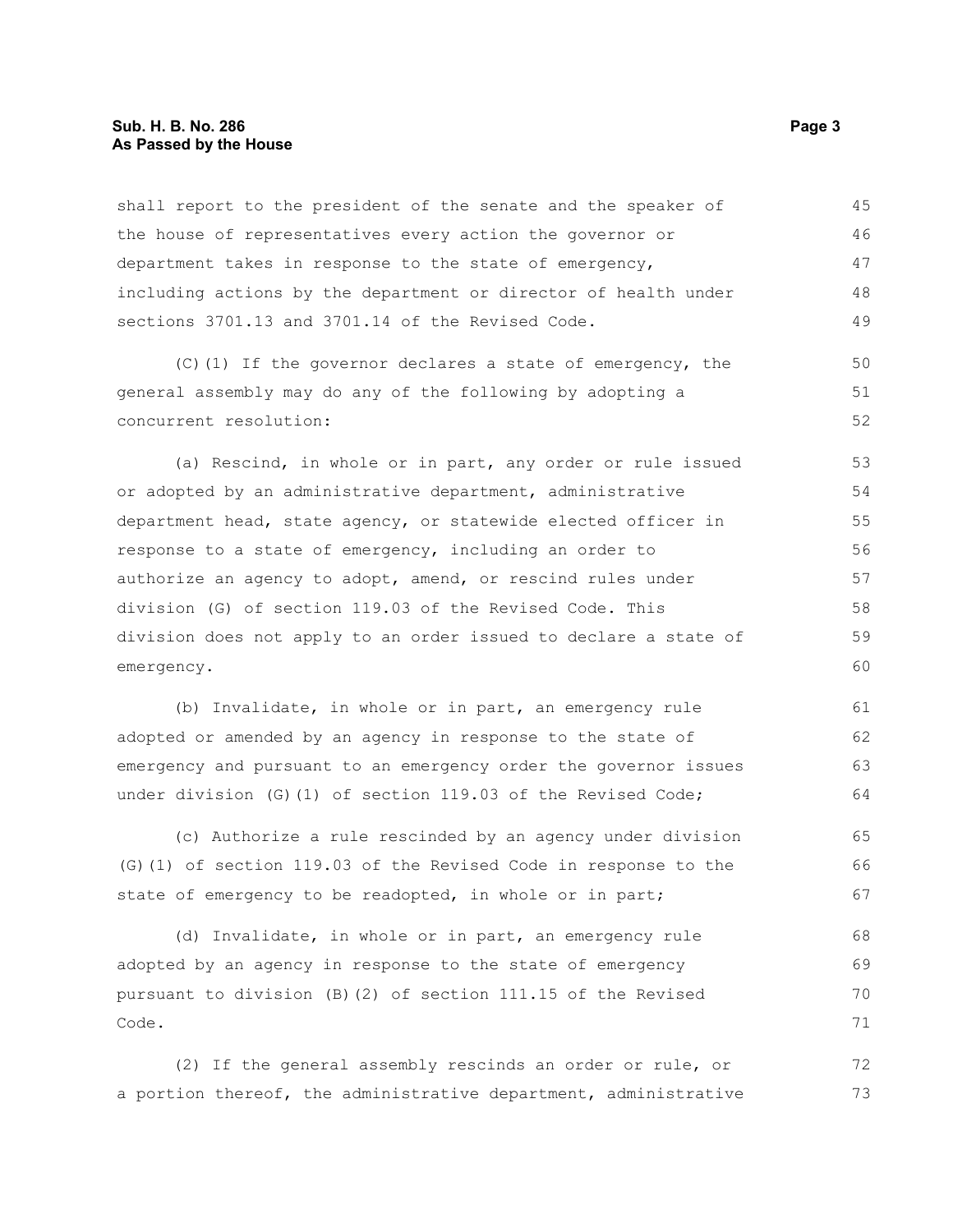shall report to the president of the senate and the speaker of the house of representatives every action the governor or department takes in response to the state of emergency, including actions by the department or director of health under sections 3701.13 and 3701.14 of the Revised Code.

(C)(1) If the governor declares a state of emergency, the general assembly may do any of the following by adopting a concurrent resolution:

(a) Rescind, in whole or in part, any order or rule issued or adopted by an administrative department, administrative department head, state agency, or statewide elected officer in response to a state of emergency, including an order to authorize an agency to adopt, amend, or rescind rules under division (G) of section 119.03 of the Revised Code. This division does not apply to an order issued to declare a state of emergency.

(b) Invalidate, in whole or in part, an emergency rule adopted or amended by an agency in response to the state of emergency and pursuant to an emergency order the governor issues under division (G)(1) of section 119.03 of the Revised Code;

(c) Authorize a rule rescinded by an agency under division (G)(1) of section 119.03 of the Revised Code in response to the state of emergency to be readopted, in whole or in part;

(d) Invalidate, in whole or in part, an emergency rule adopted by an agency in response to the state of emergency pursuant to division (B)(2) of section 111.15 of the Revised Code.

(2) If the general assembly rescinds an order or rule, or a portion thereof, the administrative department, administrative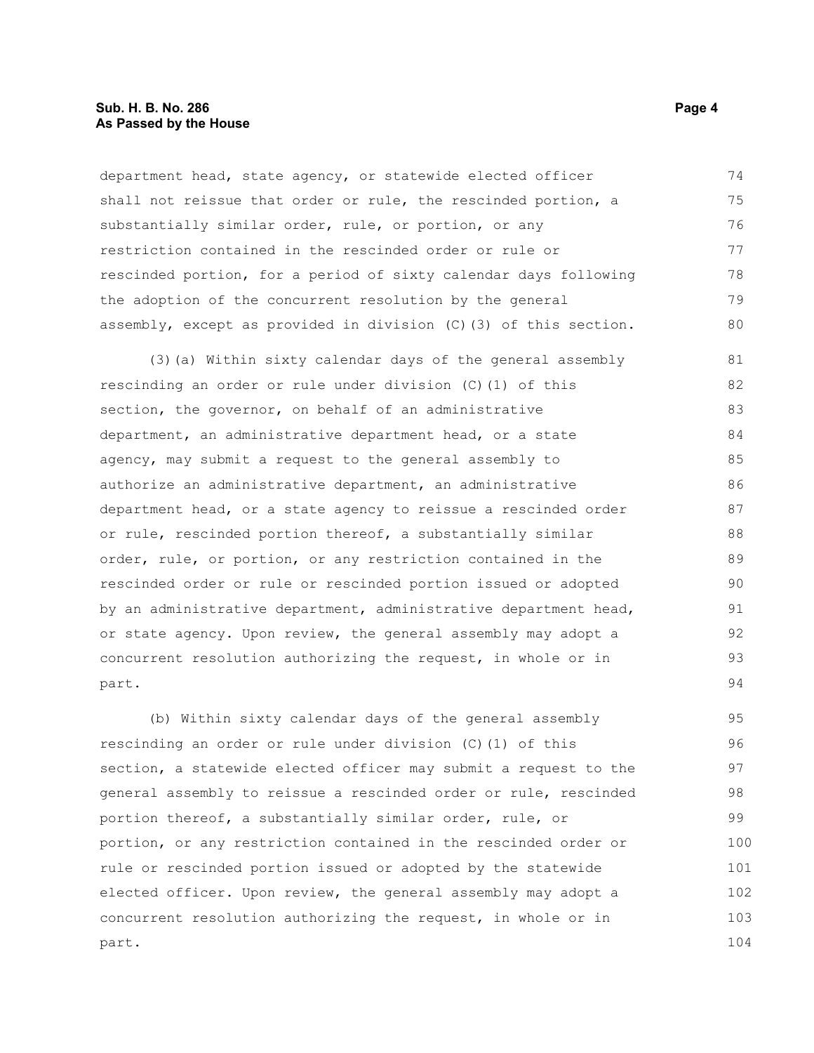department head, state agency, or statewide elected officer shall not reissue that order or rule, the rescinded portion, a substantially similar order, rule, or portion, or any restriction contained in the rescinded order or rule or rescinded portion, for a period of sixty calendar days following the adoption of the concurrent resolution by the general assembly, except as provided in division (C)(3) of this section.

(3)(a) Within sixty calendar days of the general assembly rescinding an order or rule under division (C)(1) of this section, the governor, on behalf of an administrative department, an administrative department head, or a state agency, may submit a request to the general assembly to authorize an administrative department, an administrative department head, or a state agency to reissue a rescinded order or rule, rescinded portion thereof, a substantially similar order, rule, or portion, or any restriction contained in the rescinded order or rule or rescinded portion issued or adopted by an administrative department, administrative department head, or state agency. Upon review, the general assembly may adopt a concurrent resolution authorizing the request, in whole or in part.

(b) Within sixty calendar days of the general assembly rescinding an order or rule under division (C)(1) of this section, a statewide elected officer may submit a request to the general assembly to reissue a rescinded order or rule, rescinded portion thereof, a substantially similar order, rule, or portion, or any restriction contained in the rescinded order or rule or rescinded portion issued or adopted by the statewide elected officer. Upon review, the general assembly may adopt a concurrent resolution authorizing the request, in whole or in part.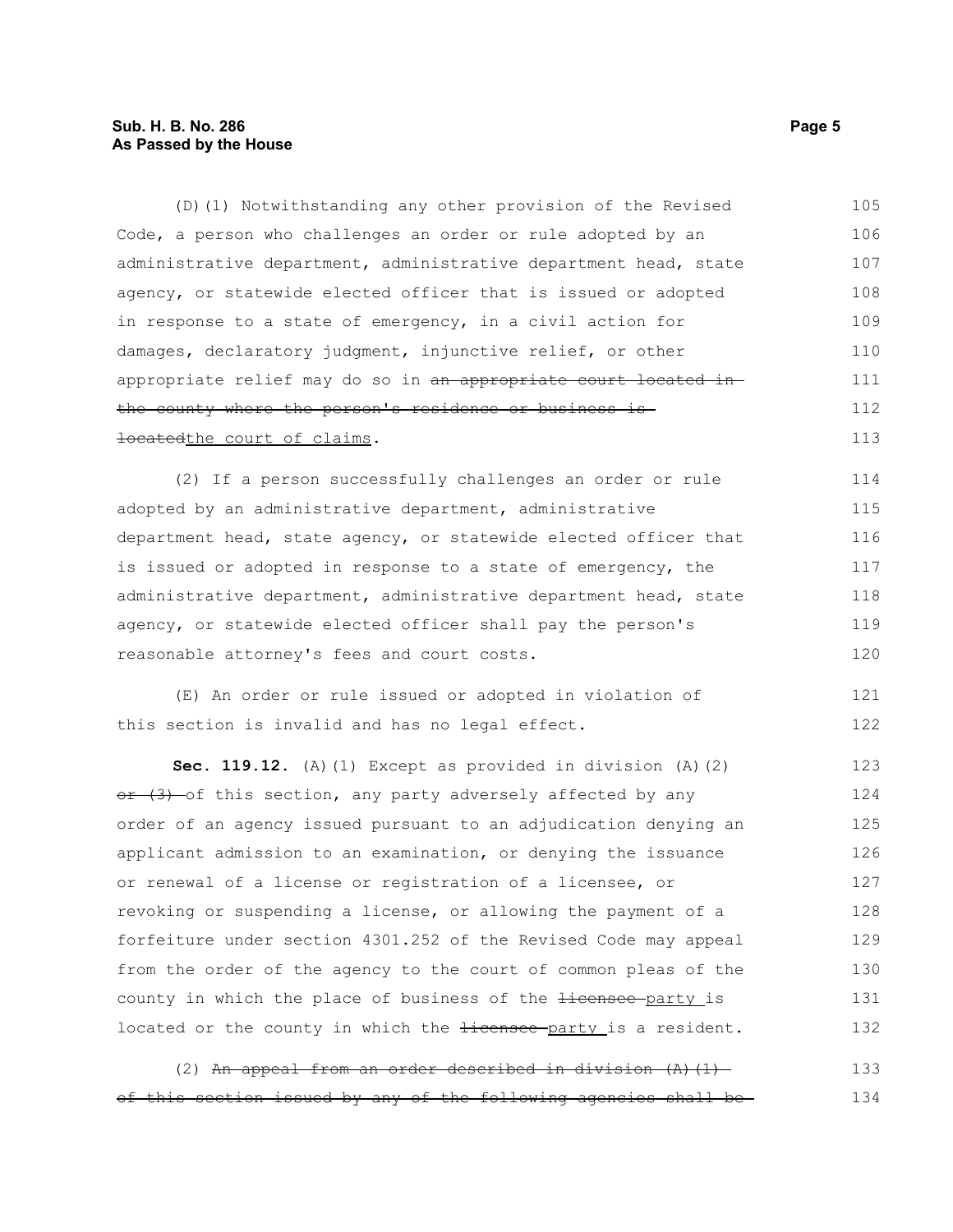(D)(1) Notwithstanding any other provision of the Revised Code, a person who challenges an order or rule adopted by an administrative department, administrative department head, state agency, or statewide elected officer that is issued or adopted in response to a state of emergency, in a civil action for damages, declaratory judgment, injunctive relief, or other appropriate relief may do so in ~~an appropriate court located in the county where the person's residence or business is located~~the court of claims.

(2) If a person successfully challenges an order or rule adopted by an administrative department, administrative department head, state agency, or statewide elected officer that is issued or adopted in response to a state of emergency, the administrative department, administrative department head, state agency, or statewide elected officer shall pay the person's reasonable attorney's fees and court costs.

(E) An order or rule issued or adopted in violation of this section is invalid and has no legal effect.

**Sec. 119.12.** (A)(1) Except as provided in division (A)(2) ~~or (3)~~ of this section, any party adversely affected by any order of an agency issued pursuant to an adjudication denying an applicant admission to an examination, or denying the issuance or renewal of a license or registration of a licensee, or revoking or suspending a license, or allowing the payment of a forfeiture under section 4301.252 of the Revised Code may appeal from the order of the agency to the court of common pleas of the county in which the place of business of the ~~licensee~~ party is located or the county in which the ~~licensee~~ party is a resident.

(2) ~~An appeal from an order described in division (A)(1) of this section issued by any of the following agencies shall be~~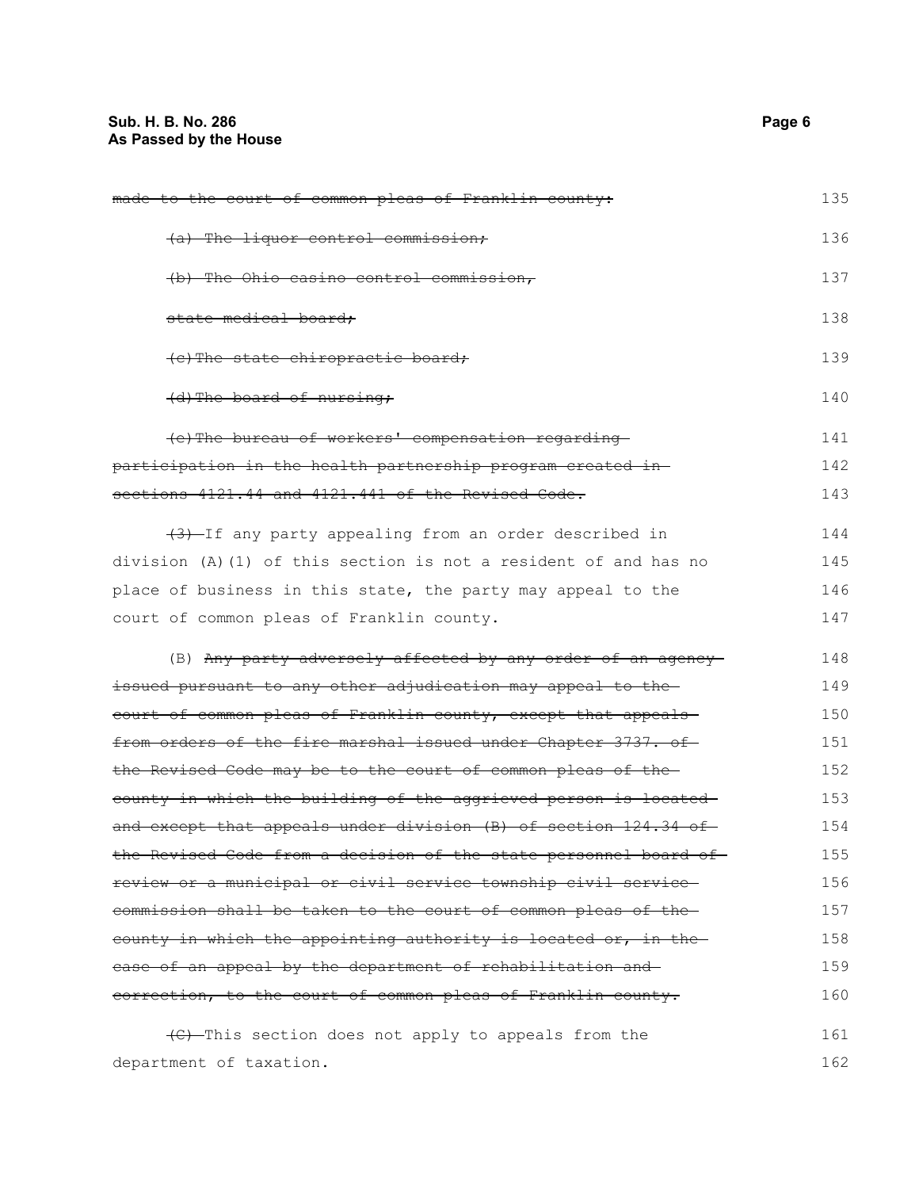~~made to the court of common pleas of Franklin county:~~

~~(a) The liquor control commission;~~

~~(b) The Ohio casino control commission,~~

~~state medical board;~~

~~(c) The state chiropractic board;~~

~~(d) The board of nursing;~~

~~(e) The bureau of workers' compensation regarding participation in the health partnership program created in sections 4121.44 and 4121.441 of the Revised Code.~~

~~(3)~~ If any party appealing from an order described in division (A)(1) of this section is not a resident of and has no place of business in this state, the party may appeal to the court of common pleas of Franklin county.

(B) ~~Any party adversely affected by any order of an agency issued pursuant to any other adjudication may appeal to the court of common pleas of Franklin county, except that appeals from orders of the fire marshal issued under Chapter 3737. of the Revised Code may be to the court of common pleas of the county in which the building of the aggrieved person is located and except that appeals under division (B) of section 124.34 of the Revised Code from a decision of the state personnel board of review or a municipal or civil service township civil service commission shall be taken to the court of common pleas of the county in which the appointing authority is located or, in the case of an appeal by the department of rehabilitation and correction, to the court of common pleas of Franklin county.~~

~~(C)~~ This section does not apply to appeals from the department of taxation.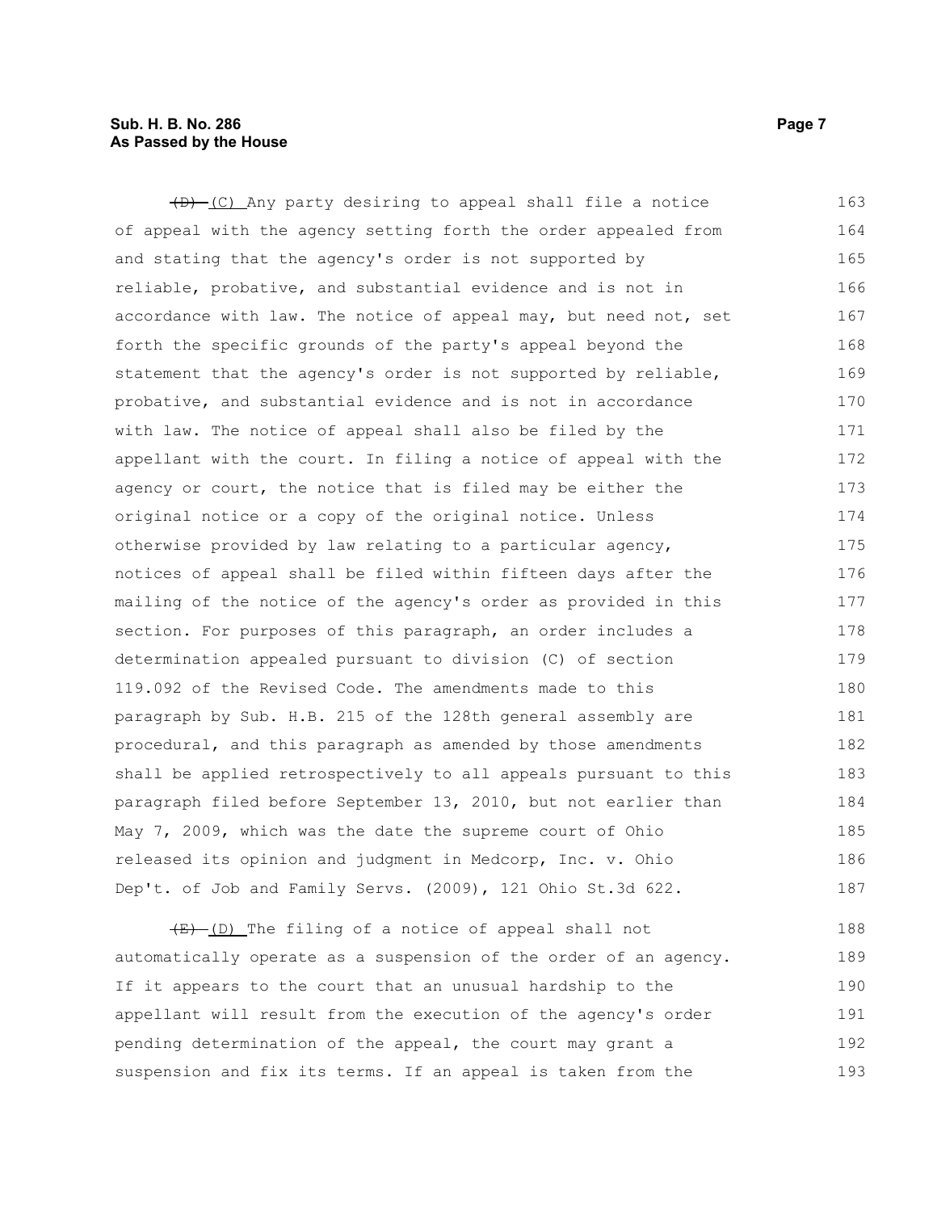~~(D)~~ (C) Any party desiring to appeal shall file a notice of appeal with the agency setting forth the order appealed from and stating that the agency's order is not supported by reliable, probative, and substantial evidence and is not in accordance with law. The notice of appeal may, but need not, set forth the specific grounds of the party's appeal beyond the statement that the agency's order is not supported by reliable, probative, and substantial evidence and is not in accordance with law. The notice of appeal shall also be filed by the appellant with the court. In filing a notice of appeal with the agency or court, the notice that is filed may be either the original notice or a copy of the original notice. Unless otherwise provided by law relating to a particular agency, notices of appeal shall be filed within fifteen days after the mailing of the notice of the agency's order as provided in this section. For purposes of this paragraph, an order includes a determination appealed pursuant to division (C) of section 119.092 of the Revised Code. The amendments made to this paragraph by Sub. H.B. 215 of the 128th general assembly are procedural, and this paragraph as amended by those amendments shall be applied retrospectively to all appeals pursuant to this paragraph filed before September 13, 2010, but not earlier than May 7, 2009, which was the date the supreme court of Ohio released its opinion and judgment in Medcorp, Inc. v. Ohio Dep't. of Job and Family Servs. (2009), 121 Ohio St.3d 622.

~~(E)~~ (D) The filing of a notice of appeal shall not automatically operate as a suspension of the order of an agency. If it appears to the court that an unusual hardship to the appellant will result from the execution of the agency's order pending determination of the appeal, the court may grant a suspension and fix its terms. If an appeal is taken from the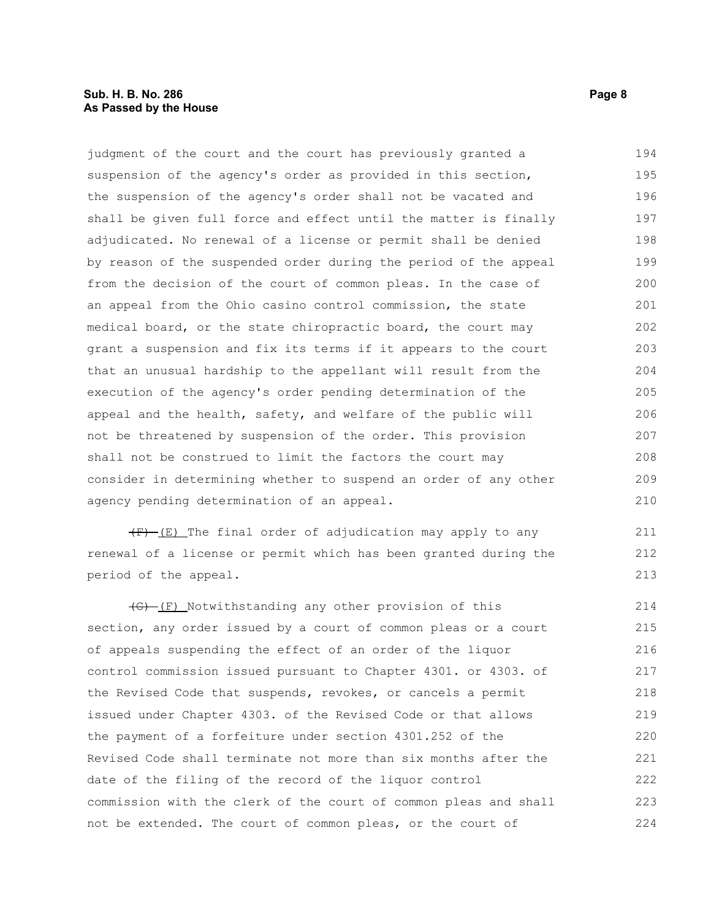judgment of the court and the court has previously granted a suspension of the agency's order as provided in this section, the suspension of the agency's order shall not be vacated and shall be given full force and effect until the matter is finally adjudicated. No renewal of a license or permit shall be denied by reason of the suspended order during the period of the appeal from the decision of the court of common pleas. In the case of an appeal from the Ohio casino control commission, the state medical board, or the state chiropractic board, the court may grant a suspension and fix its terms if it appears to the court that an unusual hardship to the appellant will result from the execution of the agency's order pending determination of the appeal and the health, safety, and welfare of the public will not be threatened by suspension of the order. This provision shall not be construed to limit the factors the court may consider in determining whether to suspend an order of any other agency pending determination of an appeal.

~~(F)~~ (E) The final order of adjudication may apply to any renewal of a license or permit which has been granted during the period of the appeal.

~~(G)~~ (F) Notwithstanding any other provision of this section, any order issued by a court of common pleas or a court of appeals suspending the effect of an order of the liquor control commission issued pursuant to Chapter 4301. or 4303. of the Revised Code that suspends, revokes, or cancels a permit issued under Chapter 4303. of the Revised Code or that allows the payment of a forfeiture under section 4301.252 of the Revised Code shall terminate not more than six months after the date of the filing of the record of the liquor control commission with the clerk of the court of common pleas and shall not be extended. The court of common pleas, or the court of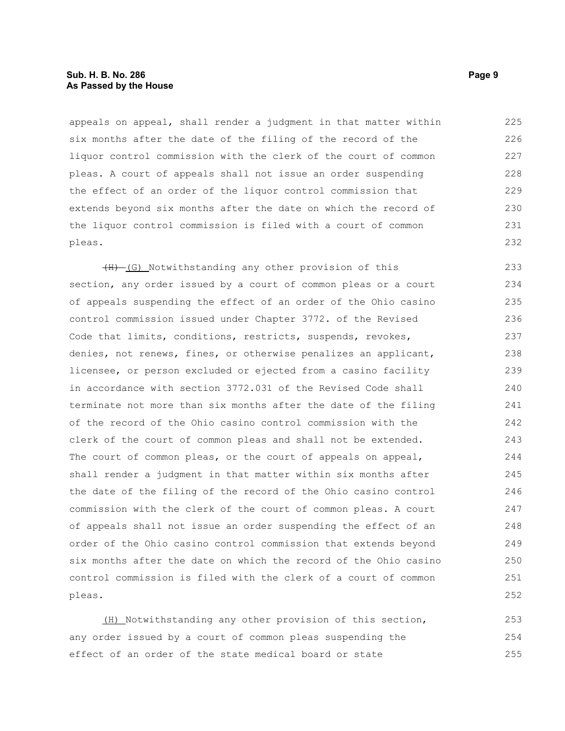appeals on appeal, shall render a judgment in that matter within six months after the date of the filing of the record of the liquor control commission with the clerk of the court of common pleas. A court of appeals shall not issue an order suspending the effect of an order of the liquor control commission that extends beyond six months after the date on which the record of the liquor control commission is filed with a court of common pleas.

~~(H)~~ (G) Notwithstanding any other provision of this section, any order issued by a court of common pleas or a court of appeals suspending the effect of an order of the Ohio casino control commission issued under Chapter 3772. of the Revised Code that limits, conditions, restricts, suspends, revokes, denies, not renews, fines, or otherwise penalizes an applicant, licensee, or person excluded or ejected from a casino facility in accordance with section 3772.031 of the Revised Code shall terminate not more than six months after the date of the filing of the record of the Ohio casino control commission with the clerk of the court of common pleas and shall not be extended. The court of common pleas, or the court of appeals on appeal, shall render a judgment in that matter within six months after the date of the filing of the record of the Ohio casino control commission with the clerk of the court of common pleas. A court of appeals shall not issue an order suspending the effect of an order of the Ohio casino control commission that extends beyond six months after the date on which the record of the Ohio casino control commission is filed with the clerk of a court of common pleas.

(H) Notwithstanding any other provision of this section, any order issued by a court of common pleas suspending the effect of an order of the state medical board or state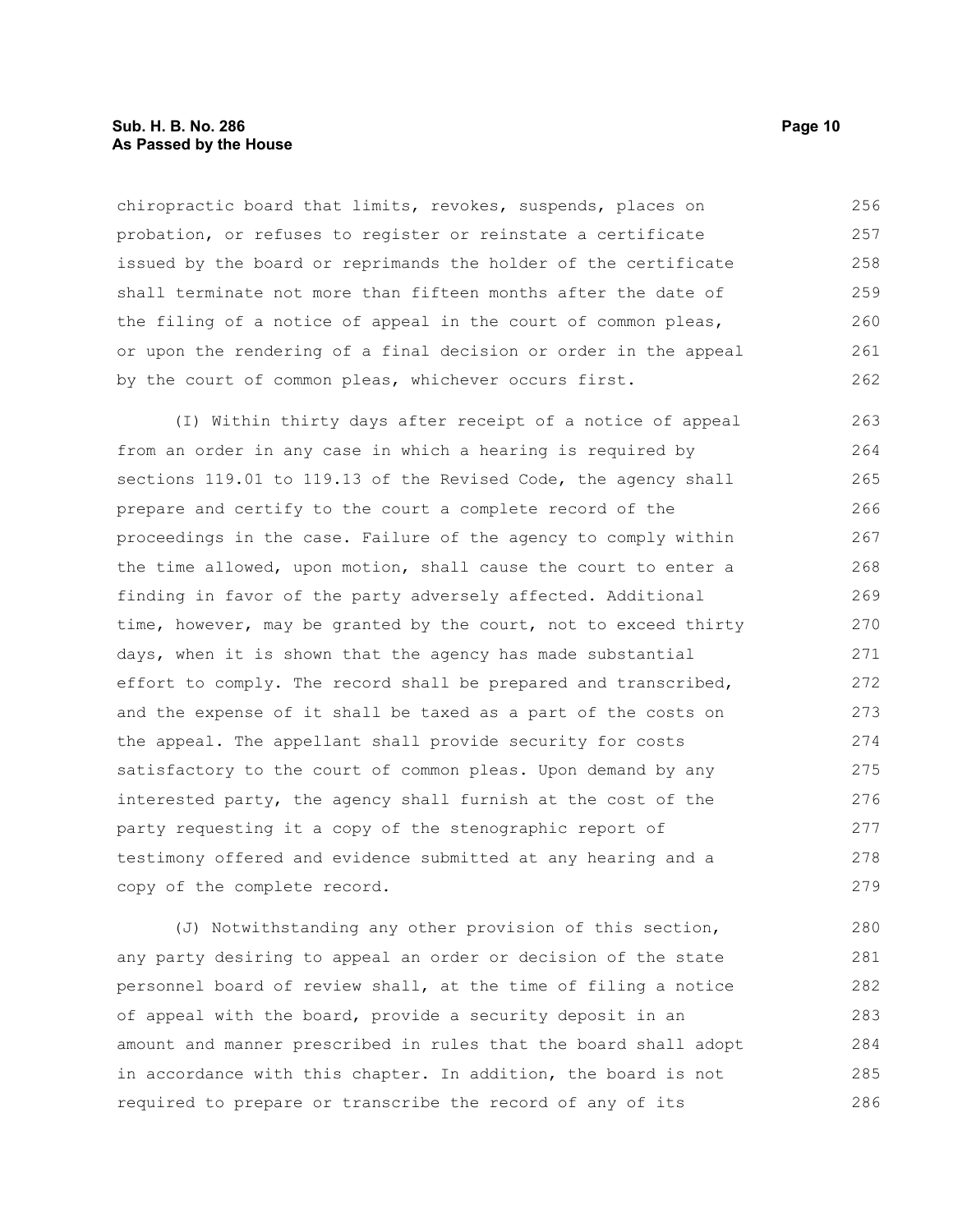chiropractic board that limits, revokes, suspends, places on probation, or refuses to register or reinstate a certificate issued by the board or reprimands the holder of the certificate shall terminate not more than fifteen months after the date of the filing of a notice of appeal in the court of common pleas, or upon the rendering of a final decision or order in the appeal by the court of common pleas, whichever occurs first.

(I) Within thirty days after receipt of a notice of appeal from an order in any case in which a hearing is required by sections 119.01 to 119.13 of the Revised Code, the agency shall prepare and certify to the court a complete record of the proceedings in the case. Failure of the agency to comply within the time allowed, upon motion, shall cause the court to enter a finding in favor of the party adversely affected. Additional time, however, may be granted by the court, not to exceed thirty days, when it is shown that the agency has made substantial effort to comply. The record shall be prepared and transcribed, and the expense of it shall be taxed as a part of the costs on the appeal. The appellant shall provide security for costs satisfactory to the court of common pleas. Upon demand by any interested party, the agency shall furnish at the cost of the party requesting it a copy of the stenographic report of testimony offered and evidence submitted at any hearing and a copy of the complete record.

(J) Notwithstanding any other provision of this section, any party desiring to appeal an order or decision of the state personnel board of review shall, at the time of filing a notice of appeal with the board, provide a security deposit in an amount and manner prescribed in rules that the board shall adopt in accordance with this chapter. In addition, the board is not required to prepare or transcribe the record of any of its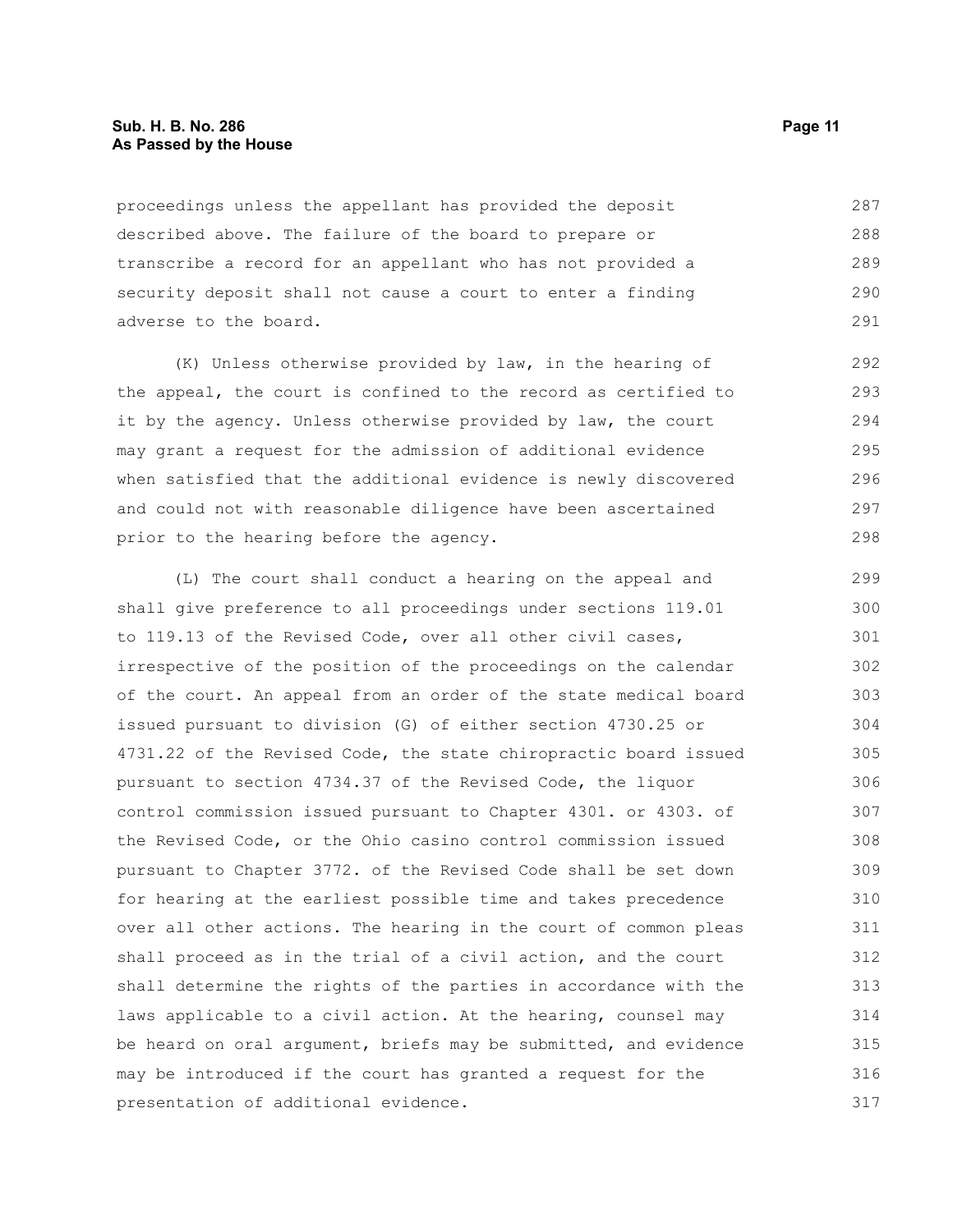proceedings unless the appellant has provided the deposit described above. The failure of the board to prepare or transcribe a record for an appellant who has not provided a security deposit shall not cause a court to enter a finding adverse to the board.

(K) Unless otherwise provided by law, in the hearing of the appeal, the court is confined to the record as certified to it by the agency. Unless otherwise provided by law, the court may grant a request for the admission of additional evidence when satisfied that the additional evidence is newly discovered and could not with reasonable diligence have been ascertained prior to the hearing before the agency.

(L) The court shall conduct a hearing on the appeal and shall give preference to all proceedings under sections 119.01 to 119.13 of the Revised Code, over all other civil cases, irrespective of the position of the proceedings on the calendar of the court. An appeal from an order of the state medical board issued pursuant to division (G) of either section 4730.25 or 4731.22 of the Revised Code, the state chiropractic board issued pursuant to section 4734.37 of the Revised Code, the liquor control commission issued pursuant to Chapter 4301. or 4303. of the Revised Code, or the Ohio casino control commission issued pursuant to Chapter 3772. of the Revised Code shall be set down for hearing at the earliest possible time and takes precedence over all other actions. The hearing in the court of common pleas shall proceed as in the trial of a civil action, and the court shall determine the rights of the parties in accordance with the laws applicable to a civil action. At the hearing, counsel may be heard on oral argument, briefs may be submitted, and evidence may be introduced if the court has granted a request for the presentation of additional evidence.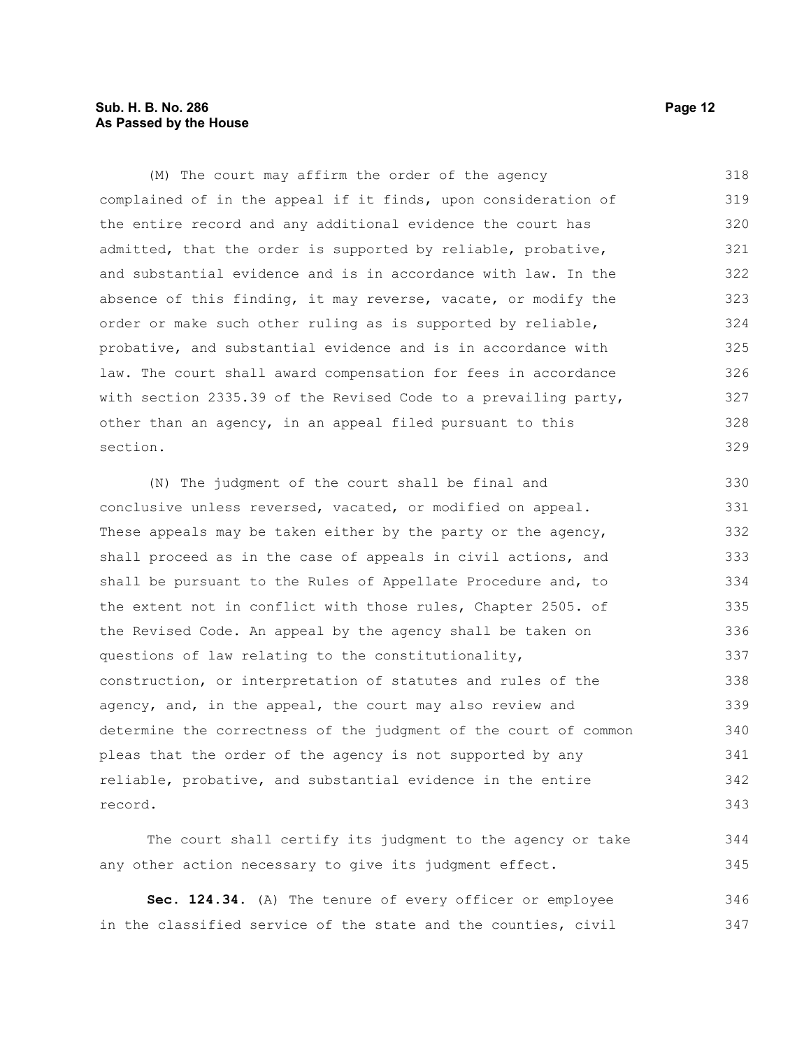(M) The court may affirm the order of the agency complained of in the appeal if it finds, upon consideration of the entire record and any additional evidence the court has admitted, that the order is supported by reliable, probative, and substantial evidence and is in accordance with law. In the absence of this finding, it may reverse, vacate, or modify the order or make such other ruling as is supported by reliable, probative, and substantial evidence and is in accordance with law. The court shall award compensation for fees in accordance with section 2335.39 of the Revised Code to a prevailing party, other than an agency, in an appeal filed pursuant to this section.

(N) The judgment of the court shall be final and conclusive unless reversed, vacated, or modified on appeal. These appeals may be taken either by the party or the agency, shall proceed as in the case of appeals in civil actions, and shall be pursuant to the Rules of Appellate Procedure and, to the extent not in conflict with those rules, Chapter 2505. of the Revised Code. An appeal by the agency shall be taken on questions of law relating to the constitutionality, construction, or interpretation of statutes and rules of the agency, and, in the appeal, the court may also review and determine the correctness of the judgment of the court of common pleas that the order of the agency is not supported by any reliable, probative, and substantial evidence in the entire record.

The court shall certify its judgment to the agency or take any other action necessary to give its judgment effect.

**Sec. 124.34.** (A) The tenure of every officer or employee in the classified service of the state and the counties, civil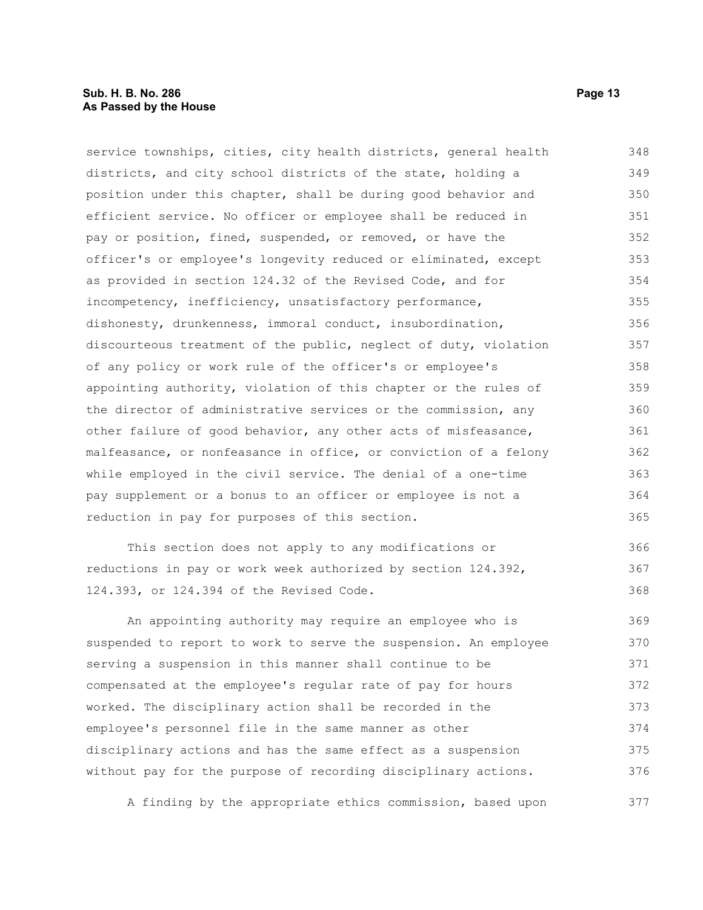service townships, cities, city health districts, general health districts, and city school districts of the state, holding a position under this chapter, shall be during good behavior and efficient service. No officer or employee shall be reduced in pay or position, fined, suspended, or removed, or have the officer's or employee's longevity reduced or eliminated, except as provided in section 124.32 of the Revised Code, and for incompetency, inefficiency, unsatisfactory performance, dishonesty, drunkenness, immoral conduct, insubordination, discourteous treatment of the public, neglect of duty, violation of any policy or work rule of the officer's or employee's appointing authority, violation of this chapter or the rules of the director of administrative services or the commission, any other failure of good behavior, any other acts of misfeasance, malfeasance, or nonfeasance in office, or conviction of a felony while employed in the civil service. The denial of a one-time pay supplement or a bonus to an officer or employee is not a reduction in pay for purposes of this section.

This section does not apply to any modifications or reductions in pay or work week authorized by section 124.392, 124.393, or 124.394 of the Revised Code.

An appointing authority may require an employee who is suspended to report to work to serve the suspension. An employee serving a suspension in this manner shall continue to be compensated at the employee's regular rate of pay for hours worked. The disciplinary action shall be recorded in the employee's personnel file in the same manner as other disciplinary actions and has the same effect as a suspension without pay for the purpose of recording disciplinary actions.

A finding by the appropriate ethics commission, based upon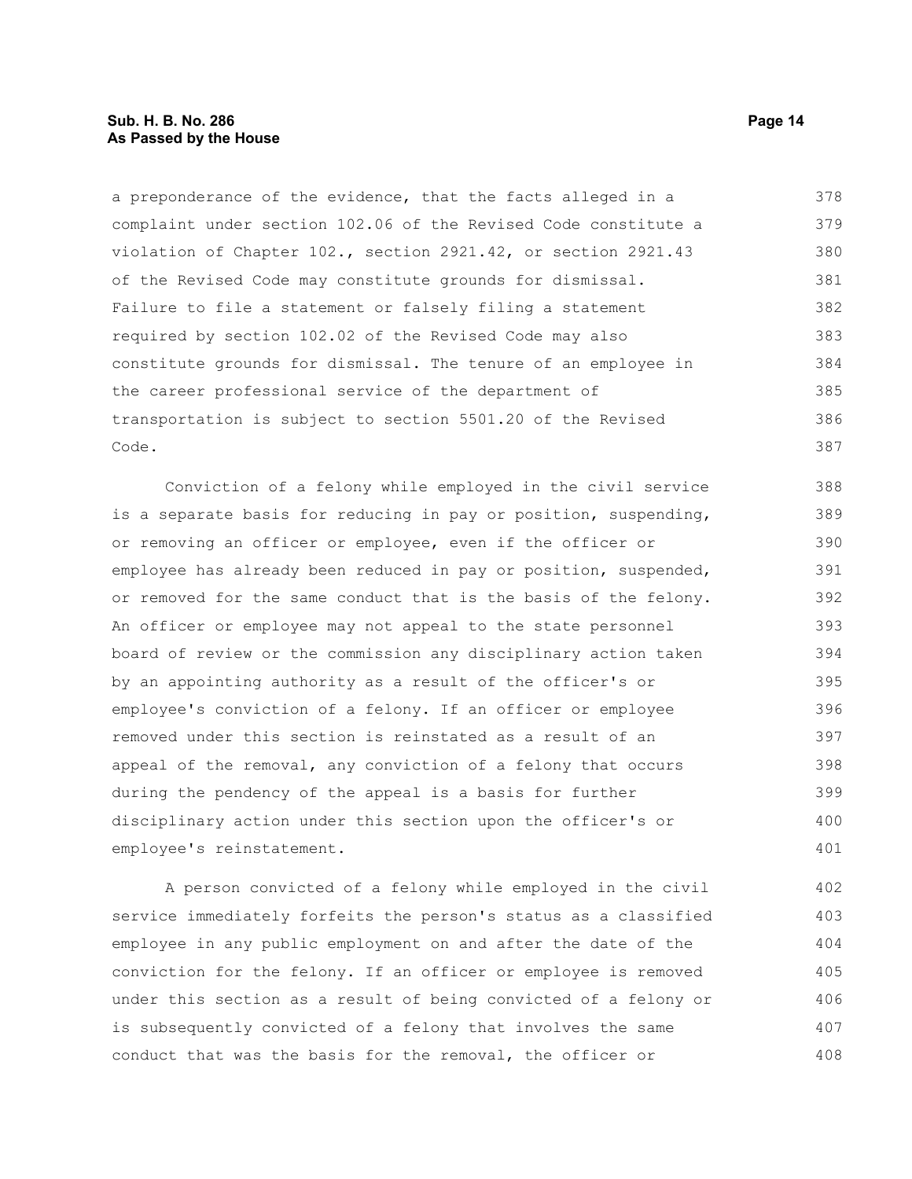a preponderance of the evidence, that the facts alleged in a complaint under section 102.06 of the Revised Code constitute a violation of Chapter 102., section 2921.42, or section 2921.43 of the Revised Code may constitute grounds for dismissal. Failure to file a statement or falsely filing a statement required by section 102.02 of the Revised Code may also constitute grounds for dismissal. The tenure of an employee in the career professional service of the department of transportation is subject to section 5501.20 of the Revised Code.

Conviction of a felony while employed in the civil service is a separate basis for reducing in pay or position, suspending, or removing an officer or employee, even if the officer or employee has already been reduced in pay or position, suspended, or removed for the same conduct that is the basis of the felony. An officer or employee may not appeal to the state personnel board of review or the commission any disciplinary action taken by an appointing authority as a result of the officer's or employee's conviction of a felony. If an officer or employee removed under this section is reinstated as a result of an appeal of the removal, any conviction of a felony that occurs during the pendency of the appeal is a basis for further disciplinary action under this section upon the officer's or employee's reinstatement.

A person convicted of a felony while employed in the civil service immediately forfeits the person's status as a classified employee in any public employment on and after the date of the conviction for the felony. If an officer or employee is removed under this section as a result of being convicted of a felony or is subsequently convicted of a felony that involves the same conduct that was the basis for the removal, the officer or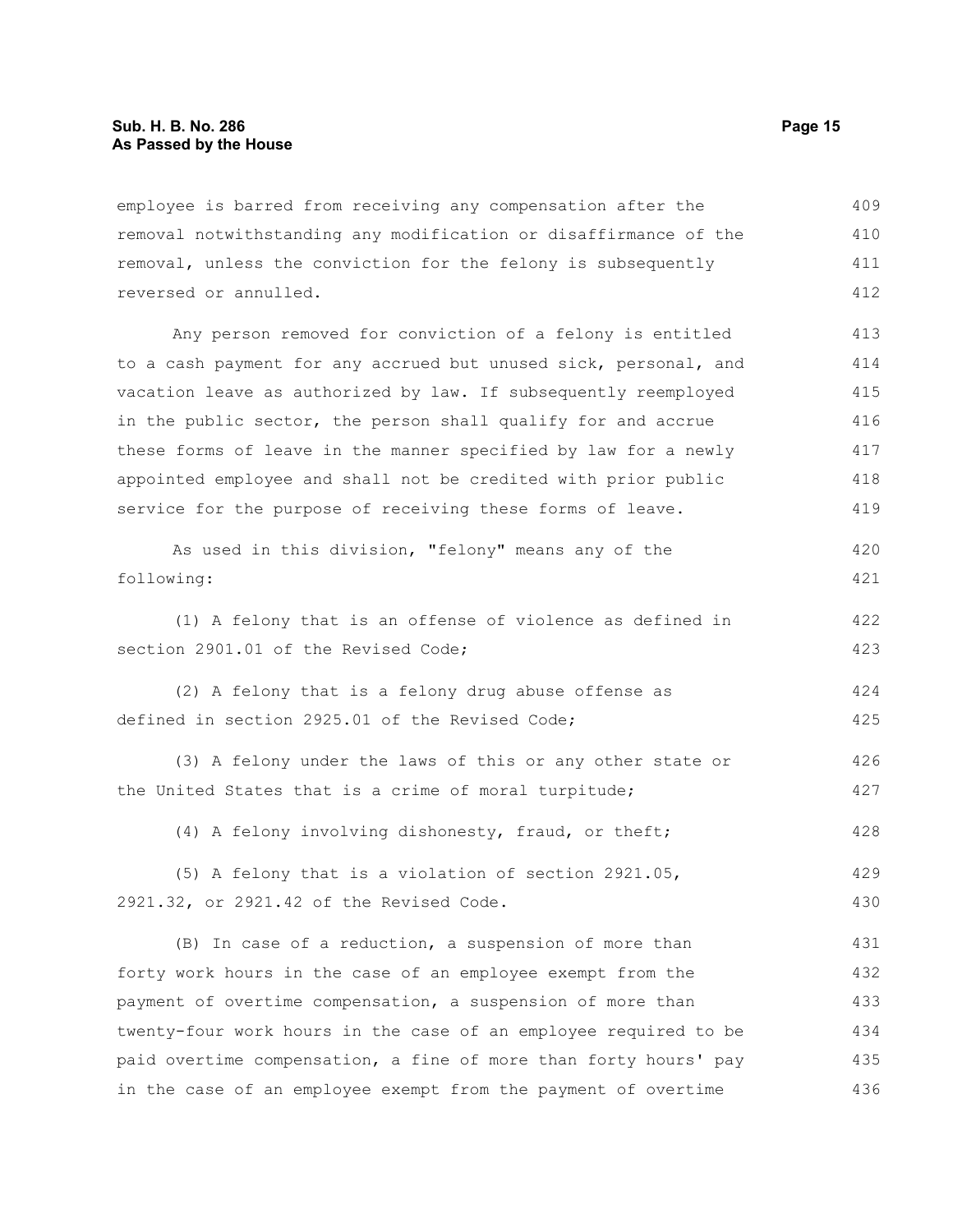employee is barred from receiving any compensation after the removal notwithstanding any modification or disaffirmance of the removal, unless the conviction for the felony is subsequently reversed or annulled.

Any person removed for conviction of a felony is entitled to a cash payment for any accrued but unused sick, personal, and vacation leave as authorized by law. If subsequently reemployed in the public sector, the person shall qualify for and accrue these forms of leave in the manner specified by law for a newly appointed employee and shall not be credited with prior public service for the purpose of receiving these forms of leave.

As used in this division, "felony" means any of the following:

(1) A felony that is an offense of violence as defined in section 2901.01 of the Revised Code;

(2) A felony that is a felony drug abuse offense as defined in section 2925.01 of the Revised Code;

(3) A felony under the laws of this or any other state or the United States that is a crime of moral turpitude;

(4) A felony involving dishonesty, fraud, or theft;

(5) A felony that is a violation of section 2921.05, 2921.32, or 2921.42 of the Revised Code.

(B) In case of a reduction, a suspension of more than forty work hours in the case of an employee exempt from the payment of overtime compensation, a suspension of more than twenty-four work hours in the case of an employee required to be paid overtime compensation, a fine of more than forty hours' pay in the case of an employee exempt from the payment of overtime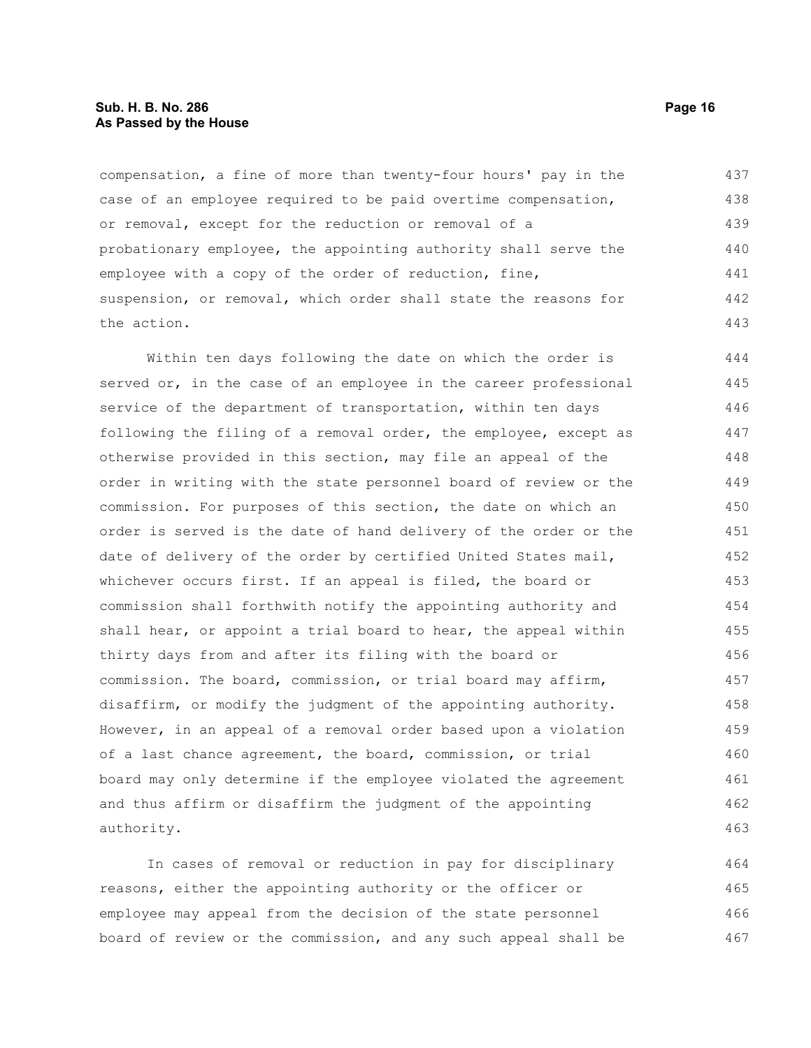compensation, a fine of more than twenty-four hours' pay in the case of an employee required to be paid overtime compensation, or removal, except for the reduction or removal of a probationary employee, the appointing authority shall serve the employee with a copy of the order of reduction, fine, suspension, or removal, which order shall state the reasons for the action.

Within ten days following the date on which the order is served or, in the case of an employee in the career professional service of the department of transportation, within ten days following the filing of a removal order, the employee, except as otherwise provided in this section, may file an appeal of the order in writing with the state personnel board of review or the commission. For purposes of this section, the date on which an order is served is the date of hand delivery of the order or the date of delivery of the order by certified United States mail, whichever occurs first. If an appeal is filed, the board or commission shall forthwith notify the appointing authority and shall hear, or appoint a trial board to hear, the appeal within thirty days from and after its filing with the board or commission. The board, commission, or trial board may affirm, disaffirm, or modify the judgment of the appointing authority. However, in an appeal of a removal order based upon a violation of a last chance agreement, the board, commission, or trial board may only determine if the employee violated the agreement and thus affirm or disaffirm the judgment of the appointing authority.

In cases of removal or reduction in pay for disciplinary reasons, either the appointing authority or the officer or employee may appeal from the decision of the state personnel board of review or the commission, and any such appeal shall be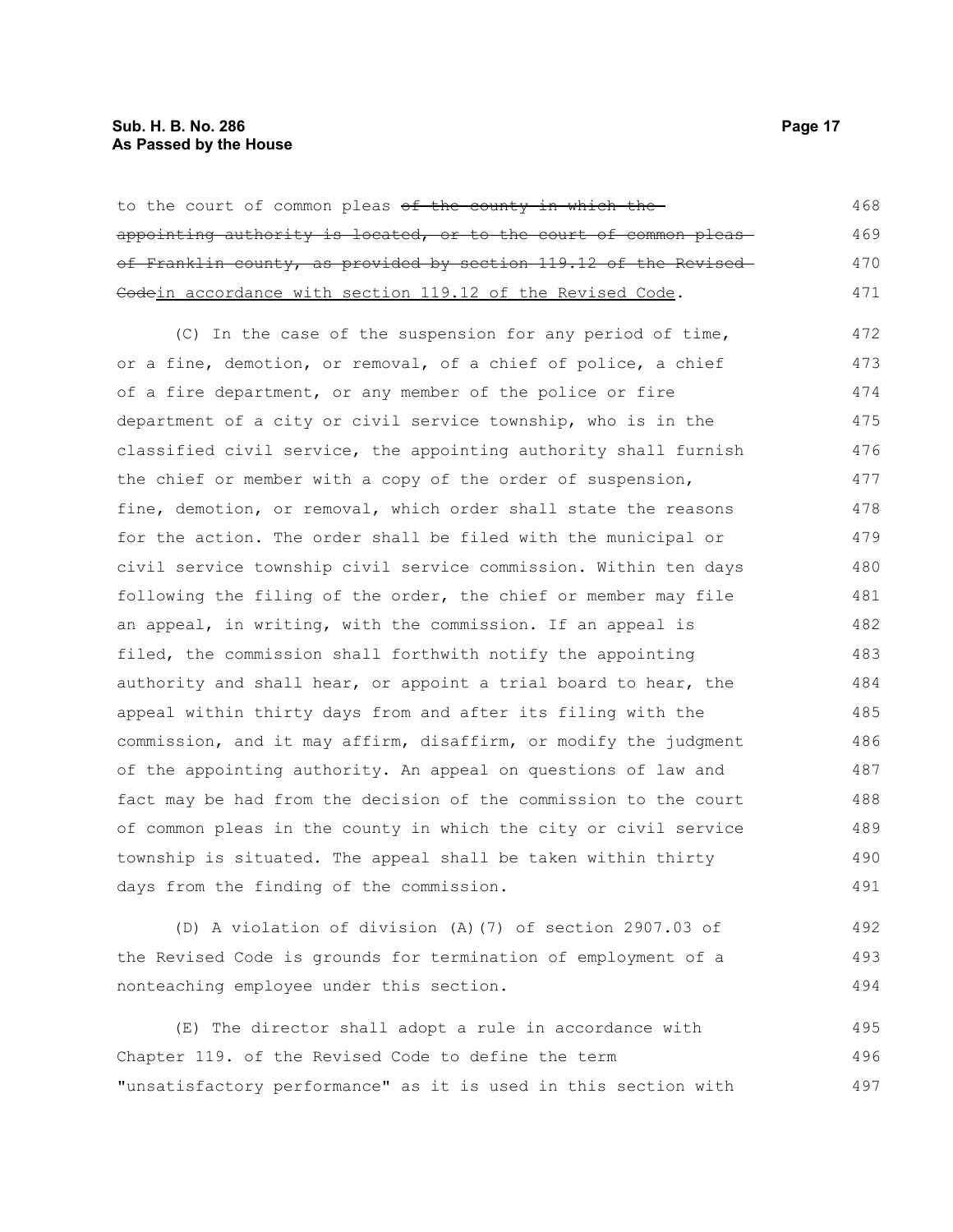to the court of common pleas ~~of the county in which the appointing authority is located, or to the court of common pleas of Franklin county, as provided by section 119.12 of the Revised Code~~in accordance with section 119.12 of the Revised Code.

(C) In the case of the suspension for any period of time, or a fine, demotion, or removal, of a chief of police, a chief of a fire department, or any member of the police or fire department of a city or civil service township, who is in the classified civil service, the appointing authority shall furnish the chief or member with a copy of the order of suspension, fine, demotion, or removal, which order shall state the reasons for the action. The order shall be filed with the municipal or civil service township civil service commission. Within ten days following the filing of the order, the chief or member may file an appeal, in writing, with the commission. If an appeal is filed, the commission shall forthwith notify the appointing authority and shall hear, or appoint a trial board to hear, the appeal within thirty days from and after its filing with the commission, and it may affirm, disaffirm, or modify the judgment of the appointing authority. An appeal on questions of law and fact may be had from the decision of the commission to the court of common pleas in the county in which the city or civil service township is situated. The appeal shall be taken within thirty days from the finding of the commission.

(D) A violation of division (A)(7) of section 2907.03 of the Revised Code is grounds for termination of employment of a nonteaching employee under this section.

(E) The director shall adopt a rule in accordance with Chapter 119. of the Revised Code to define the term "unsatisfactory performance" as it is used in this section with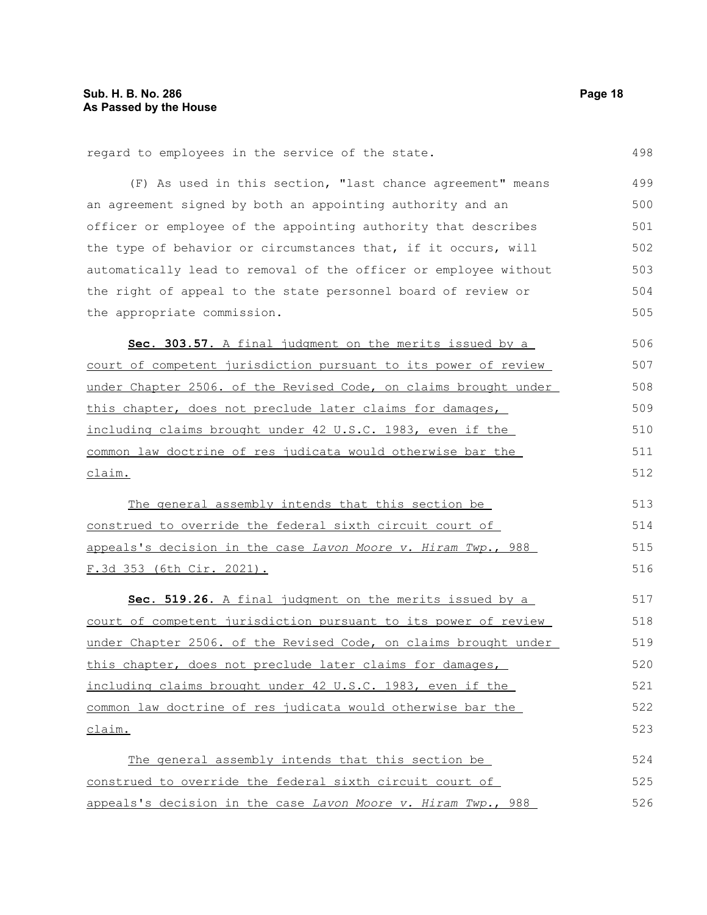regard to employees in the service of the state.

(F) As used in this section, "last chance agreement" means an agreement signed by both an appointing authority and an officer or employee of the appointing authority that describes the type of behavior or circumstances that, if it occurs, will automatically lead to removal of the officer or employee without the right of appeal to the state personnel board of review or the appropriate commission.

**Sec. 303.57.** A final judgment on the merits issued by a court of competent jurisdiction pursuant to its power of review under Chapter 2506. of the Revised Code, on claims brought under this chapter, does not preclude later claims for damages, including claims brought under 42 U.S.C. 1983, even if the common law doctrine of res judicata would otherwise bar the claim.

The general assembly intends that this section be construed to override the federal sixth circuit court of appeals's decision in the case *Lavon Moore v. Hiram Twp.*, 988 F.3d 353 (6th Cir. 2021).

**Sec. 519.26.** A final judgment on the merits issued by a court of competent jurisdiction pursuant to its power of review under Chapter 2506. of the Revised Code, on claims brought under this chapter, does not preclude later claims for damages, including claims brought under 42 U.S.C. 1983, even if the common law doctrine of res judicata would otherwise bar the claim.

The general assembly intends that this section be construed to override the federal sixth circuit court of appeals's decision in the case *Lavon Moore v. Hiram Twp.*, 988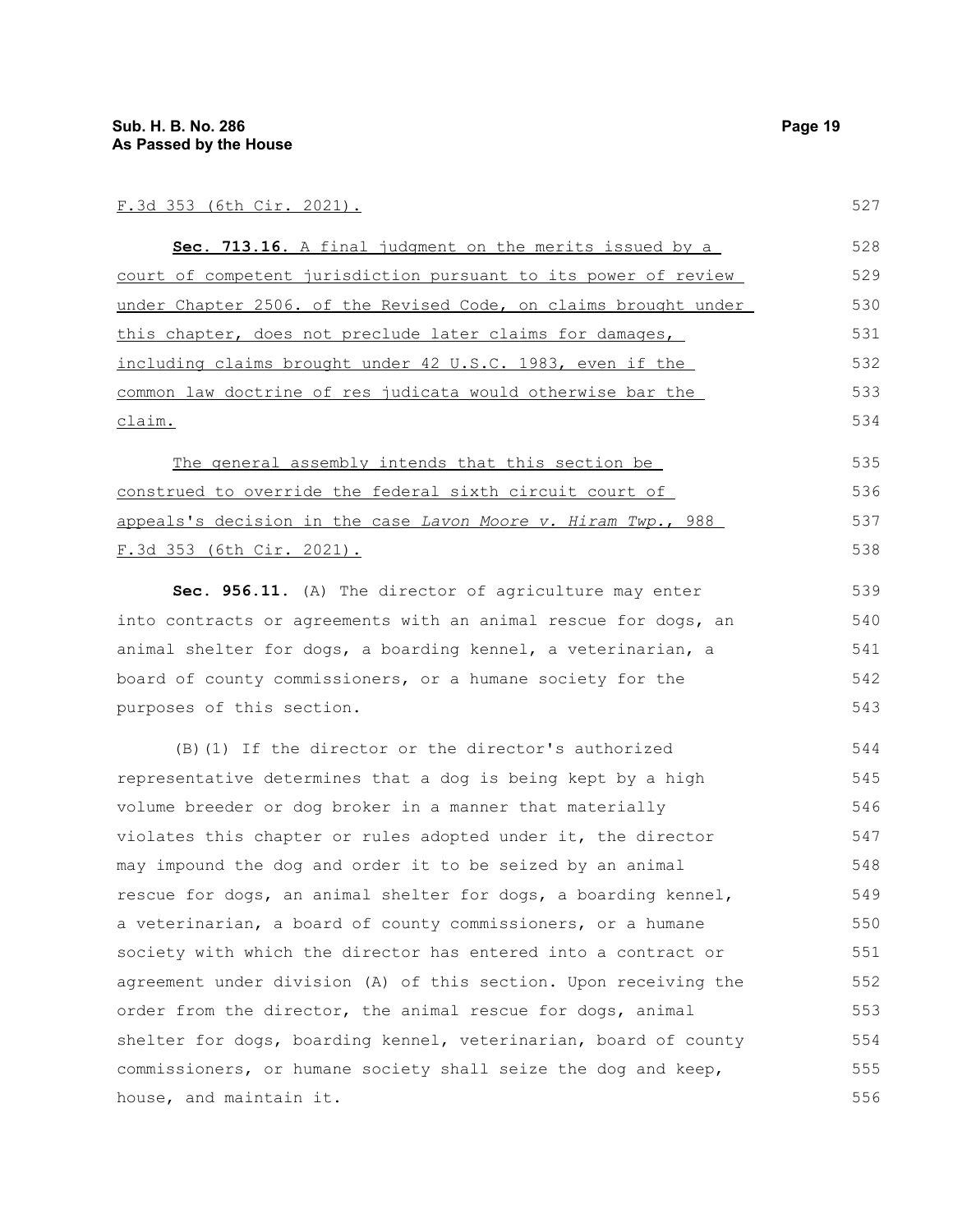F.3d 353 (6th Cir. 2021).

**Sec. 713.16.** A final judgment on the merits issued by a court of competent jurisdiction pursuant to its power of review under Chapter 2506. of the Revised Code, on claims brought under this chapter, does not preclude later claims for damages, including claims brought under 42 U.S.C. 1983, even if the common law doctrine of res judicata would otherwise bar the claim.

The general assembly intends that this section be construed to override the federal sixth circuit court of appeals's decision in the case *Lavon Moore v. Hiram Twp.*, 988 F.3d 353 (6th Cir. 2021).

**Sec. 956.11.** (A) The director of agriculture may enter into contracts or agreements with an animal rescue for dogs, an animal shelter for dogs, a boarding kennel, a veterinarian, a board of county commissioners, or a humane society for the purposes of this section.

(B)(1) If the director or the director's authorized representative determines that a dog is being kept by a high volume breeder or dog broker in a manner that materially violates this chapter or rules adopted under it, the director may impound the dog and order it to be seized by an animal rescue for dogs, an animal shelter for dogs, a boarding kennel, a veterinarian, a board of county commissioners, or a humane society with which the director has entered into a contract or agreement under division (A) of this section. Upon receiving the order from the director, the animal rescue for dogs, animal shelter for dogs, boarding kennel, veterinarian, board of county commissioners, or humane society shall seize the dog and keep, house, and maintain it.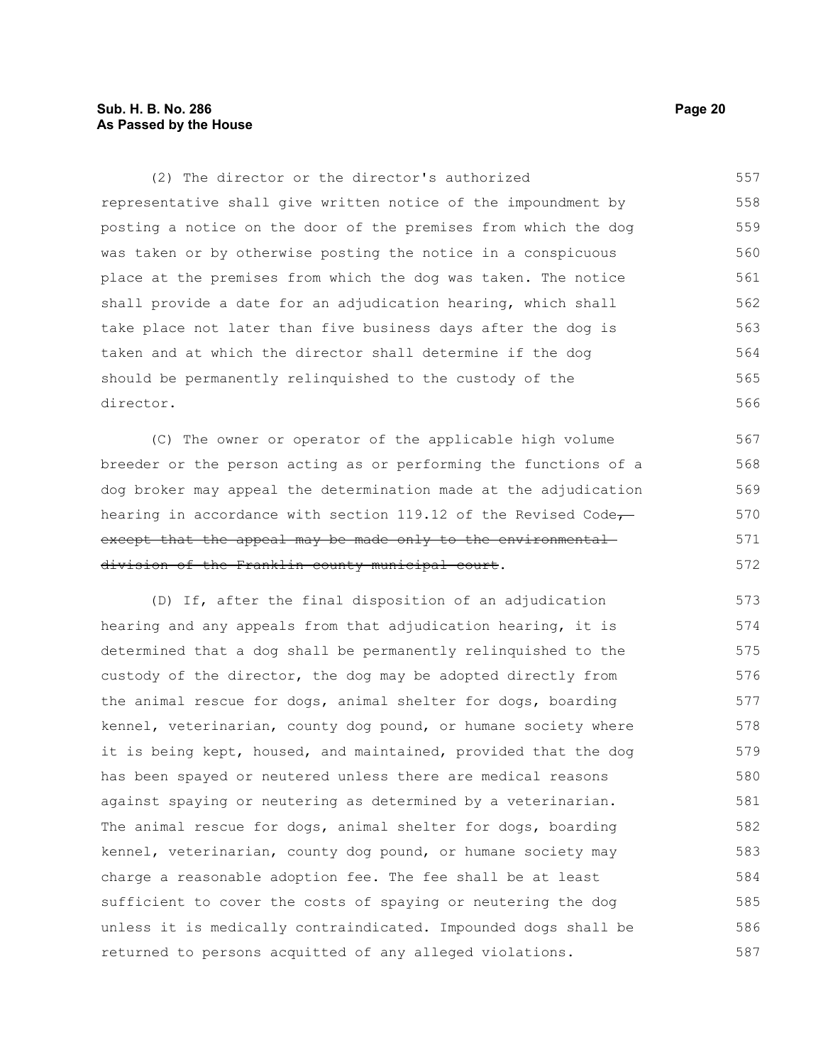(2) The director or the director's authorized representative shall give written notice of the impoundment by posting a notice on the door of the premises from which the dog was taken or by otherwise posting the notice in a conspicuous place at the premises from which the dog was taken. The notice shall provide a date for an adjudication hearing, which shall take place not later than five business days after the dog is taken and at which the director shall determine if the dog should be permanently relinquished to the custody of the director.

(C) The owner or operator of the applicable high volume breeder or the person acting as or performing the functions of a dog broker may appeal the determination made at the adjudication hearing in accordance with section 119.12 of the Revised Code~~, except that the appeal may be made only to the environmental division of the Franklin county municipal court~~.

(D) If, after the final disposition of an adjudication hearing and any appeals from that adjudication hearing, it is determined that a dog shall be permanently relinquished to the custody of the director, the dog may be adopted directly from the animal rescue for dogs, animal shelter for dogs, boarding kennel, veterinarian, county dog pound, or humane society where it is being kept, housed, and maintained, provided that the dog has been spayed or neutered unless there are medical reasons against spaying or neutering as determined by a veterinarian. The animal rescue for dogs, animal shelter for dogs, boarding kennel, veterinarian, county dog pound, or humane society may charge a reasonable adoption fee. The fee shall be at least sufficient to cover the costs of spaying or neutering the dog unless it is medically contraindicated. Impounded dogs shall be returned to persons acquitted of any alleged violations.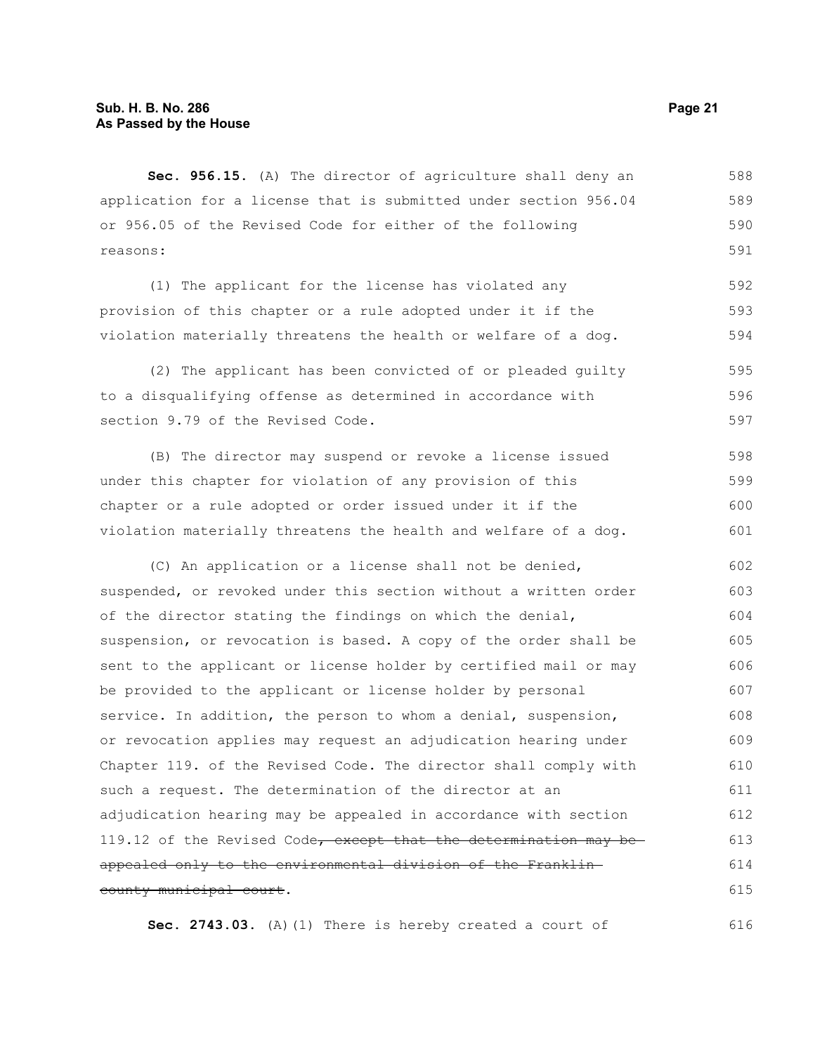**Sec. 956.15.** (A) The director of agriculture shall deny an application for a license that is submitted under section 956.04 or 956.05 of the Revised Code for either of the following reasons:

(1) The applicant for the license has violated any provision of this chapter or a rule adopted under it if the violation materially threatens the health or welfare of a dog.

(2) The applicant has been convicted of or pleaded guilty to a disqualifying offense as determined in accordance with section 9.79 of the Revised Code.

(B) The director may suspend or revoke a license issued under this chapter for violation of any provision of this chapter or a rule adopted or order issued under it if the violation materially threatens the health and welfare of a dog.

(C) An application or a license shall not be denied, suspended, or revoked under this section without a written order of the director stating the findings on which the denial, suspension, or revocation is based. A copy of the order shall be sent to the applicant or license holder by certified mail or may be provided to the applicant or license holder by personal service. In addition, the person to whom a denial, suspension, or revocation applies may request an adjudication hearing under Chapter 119. of the Revised Code. The director shall comply with such a request. The determination of the director at an adjudication hearing may be appealed in accordance with section 119.12 of the Revised Code~~, except that the determination may be appealed only to the environmental division of the Franklin county municipal court~~.

**Sec. 2743.03.** (A)(1) There is hereby created a court of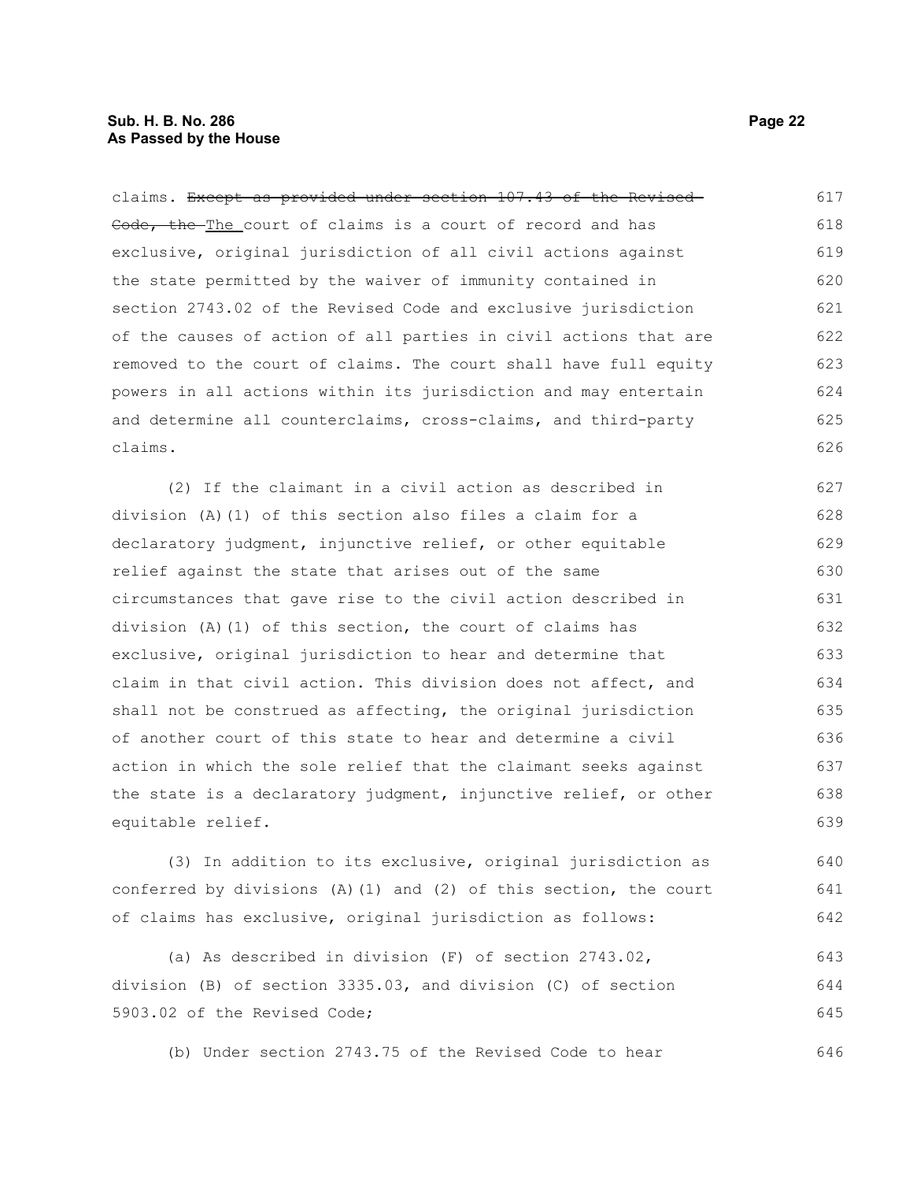claims. ~~Except as provided under section 107.43 of the Revised Code, the~~ The court of claims is a court of record and has exclusive, original jurisdiction of all civil actions against the state permitted by the waiver of immunity contained in section 2743.02 of the Revised Code and exclusive jurisdiction of the causes of action of all parties in civil actions that are removed to the court of claims. The court shall have full equity powers in all actions within its jurisdiction and may entertain and determine all counterclaims, cross-claims, and third-party claims.

(2) If the claimant in a civil action as described in division (A)(1) of this section also files a claim for a declaratory judgment, injunctive relief, or other equitable relief against the state that arises out of the same circumstances that gave rise to the civil action described in division (A)(1) of this section, the court of claims has exclusive, original jurisdiction to hear and determine that claim in that civil action. This division does not affect, and shall not be construed as affecting, the original jurisdiction of another court of this state to hear and determine a civil action in which the sole relief that the claimant seeks against the state is a declaratory judgment, injunctive relief, or other equitable relief.

(3) In addition to its exclusive, original jurisdiction as conferred by divisions (A)(1) and (2) of this section, the court of claims has exclusive, original jurisdiction as follows:

(a) As described in division (F) of section 2743.02, division (B) of section 3335.03, and division (C) of section 5903.02 of the Revised Code;

(b) Under section 2743.75 of the Revised Code to hear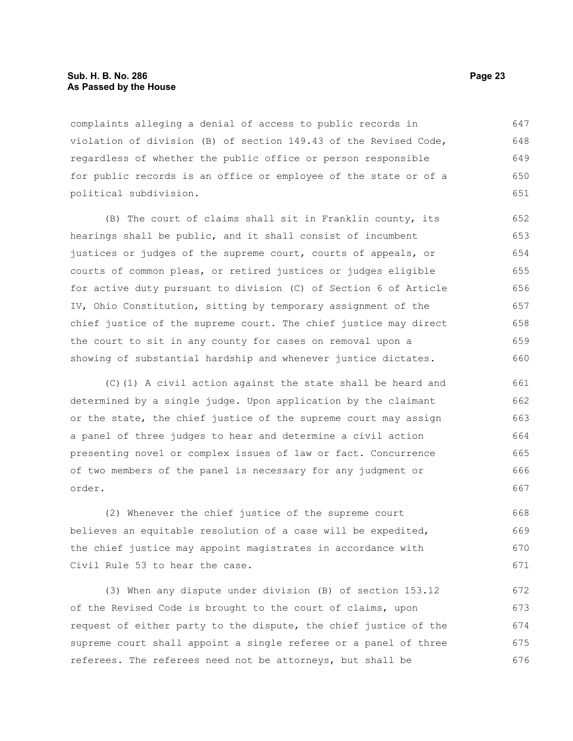complaints alleging a denial of access to public records in violation of division (B) of section 149.43 of the Revised Code, regardless of whether the public office or person responsible for public records is an office or employee of the state or of a political subdivision.

(B) The court of claims shall sit in Franklin county, its hearings shall be public, and it shall consist of incumbent justices or judges of the supreme court, courts of appeals, or courts of common pleas, or retired justices or judges eligible for active duty pursuant to division (C) of Section 6 of Article IV, Ohio Constitution, sitting by temporary assignment of the chief justice of the supreme court. The chief justice may direct the court to sit in any county for cases on removal upon a showing of substantial hardship and whenever justice dictates.

(C)(1) A civil action against the state shall be heard and determined by a single judge. Upon application by the claimant or the state, the chief justice of the supreme court may assign a panel of three judges to hear and determine a civil action presenting novel or complex issues of law or fact. Concurrence of two members of the panel is necessary for any judgment or order.

(2) Whenever the chief justice of the supreme court believes an equitable resolution of a case will be expedited, the chief justice may appoint magistrates in accordance with Civil Rule 53 to hear the case.

(3) When any dispute under division (B) of section 153.12 of the Revised Code is brought to the court of claims, upon request of either party to the dispute, the chief justice of the supreme court shall appoint a single referee or a panel of three referees. The referees need not be attorneys, but shall be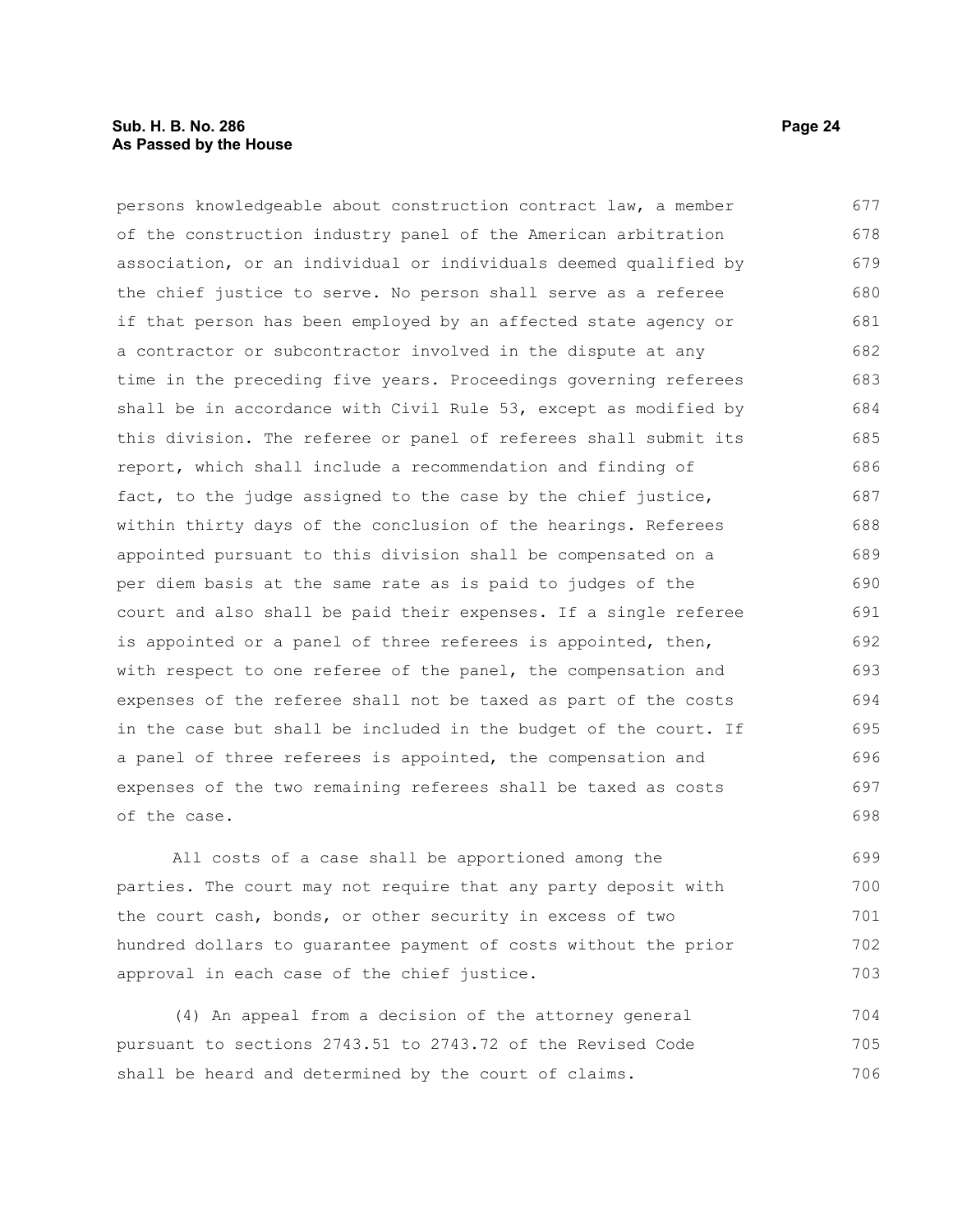persons knowledgeable about construction contract law, a member of the construction industry panel of the American arbitration association, or an individual or individuals deemed qualified by the chief justice to serve. No person shall serve as a referee if that person has been employed by an affected state agency or a contractor or subcontractor involved in the dispute at any time in the preceding five years. Proceedings governing referees shall be in accordance with Civil Rule 53, except as modified by this division. The referee or panel of referees shall submit its report, which shall include a recommendation and finding of fact, to the judge assigned to the case by the chief justice, within thirty days of the conclusion of the hearings. Referees appointed pursuant to this division shall be compensated on a per diem basis at the same rate as is paid to judges of the court and also shall be paid their expenses. If a single referee is appointed or a panel of three referees is appointed, then, with respect to one referee of the panel, the compensation and expenses of the referee shall not be taxed as part of the costs in the case but shall be included in the budget of the court. If a panel of three referees is appointed, the compensation and expenses of the two remaining referees shall be taxed as costs of the case.

All costs of a case shall be apportioned among the parties. The court may not require that any party deposit with the court cash, bonds, or other security in excess of two hundred dollars to guarantee payment of costs without the prior approval in each case of the chief justice.

(4) An appeal from a decision of the attorney general pursuant to sections 2743.51 to 2743.72 of the Revised Code shall be heard and determined by the court of claims.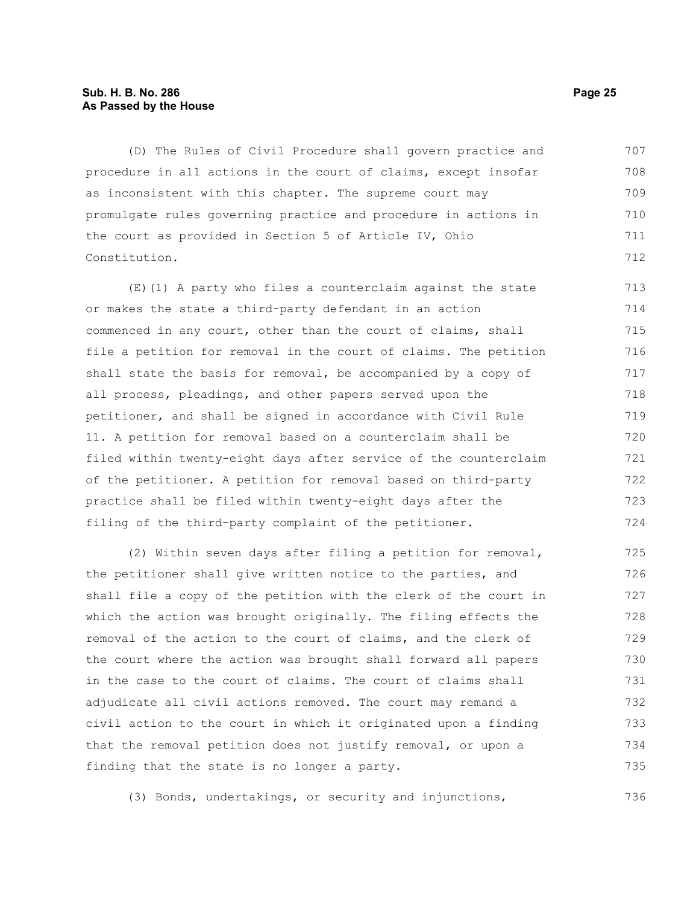(D) The Rules of Civil Procedure shall govern practice and procedure in all actions in the court of claims, except insofar as inconsistent with this chapter. The supreme court may promulgate rules governing practice and procedure in actions in the court as provided in Section 5 of Article IV, Ohio Constitution.

(E)(1) A party who files a counterclaim against the state or makes the state a third-party defendant in an action commenced in any court, other than the court of claims, shall file a petition for removal in the court of claims. The petition shall state the basis for removal, be accompanied by a copy of all process, pleadings, and other papers served upon the petitioner, and shall be signed in accordance with Civil Rule 11. A petition for removal based on a counterclaim shall be filed within twenty-eight days after service of the counterclaim of the petitioner. A petition for removal based on third-party practice shall be filed within twenty-eight days after the filing of the third-party complaint of the petitioner.

(2) Within seven days after filing a petition for removal, the petitioner shall give written notice to the parties, and shall file a copy of the petition with the clerk of the court in which the action was brought originally. The filing effects the removal of the action to the court of claims, and the clerk of the court where the action was brought shall forward all papers in the case to the court of claims. The court of claims shall adjudicate all civil actions removed. The court may remand a civil action to the court in which it originated upon a finding that the removal petition does not justify removal, or upon a finding that the state is no longer a party.

(3) Bonds, undertakings, or security and injunctions,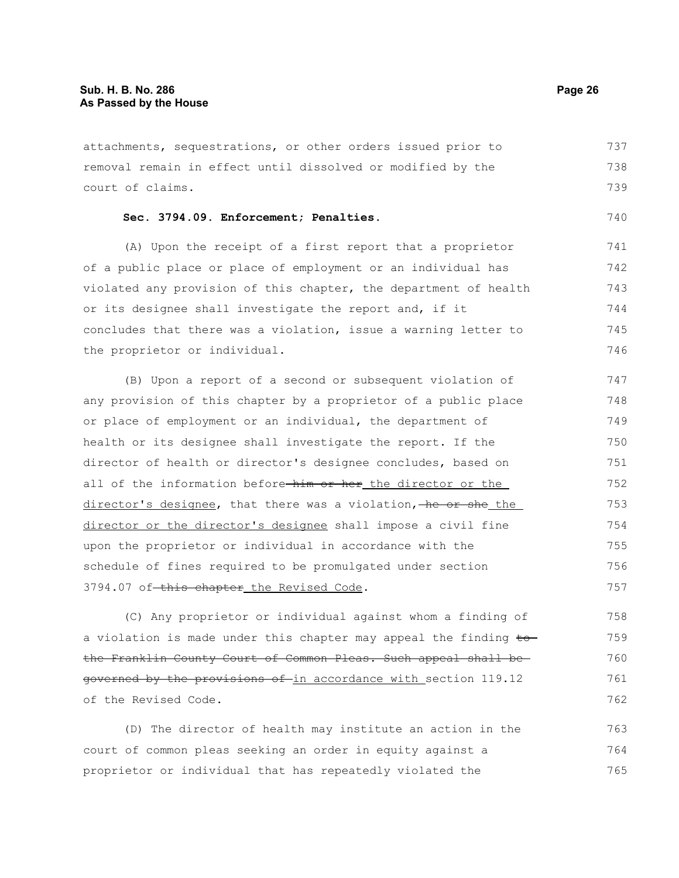attachments, sequestrations, or other orders issued prior to removal remain in effect until dissolved or modified by the court of claims.

**Sec. 3794.09. Enforcement; Penalties.**

(A) Upon the receipt of a first report that a proprietor of a public place or place of employment or an individual has violated any provision of this chapter, the department of health or its designee shall investigate the report and, if it concludes that there was a violation, issue a warning letter to the proprietor or individual.

(B) Upon a report of a second or subsequent violation of any provision of this chapter by a proprietor of a public place or place of employment or an individual, the department of health or its designee shall investigate the report. If the director of health or director's designee concludes, based on all of the information before ~~him or her~~ the director or the director's designee, that there was a violation, ~~he or she~~ the director or the director's designee shall impose a civil fine upon the proprietor or individual in accordance with the schedule of fines required to be promulgated under section 3794.07 of ~~this chapter~~ the Revised Code.

(C) Any proprietor or individual against whom a finding of a violation is made under this chapter may appeal the finding ~~to the Franklin County Court of Common Pleas. Such appeal shall be governed by the provisions of~~ in accordance with section 119.12 of the Revised Code.

(D) The director of health may institute an action in the court of common pleas seeking an order in equity against a proprietor or individual that has repeatedly violated the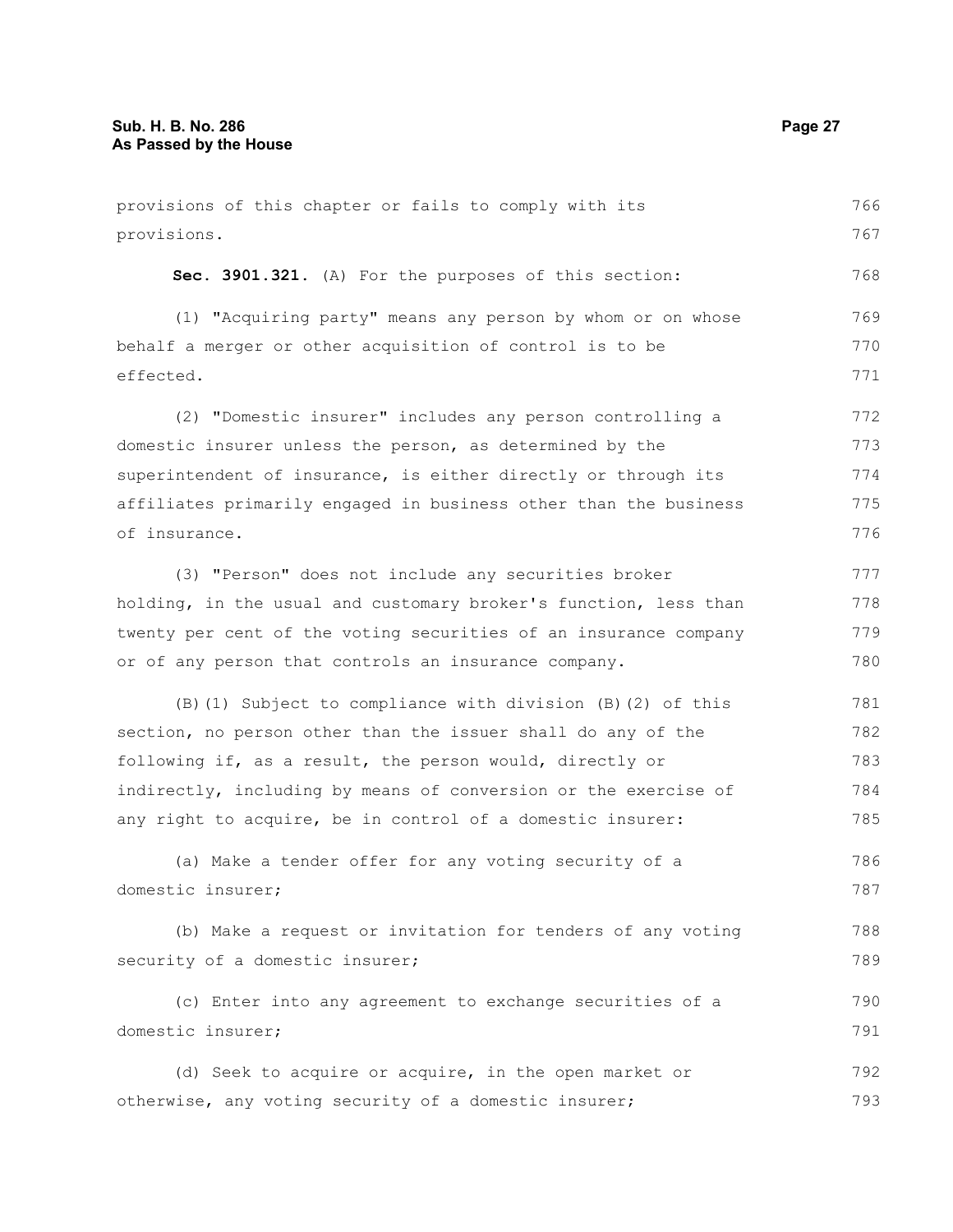provisions of this chapter or fails to comply with its provisions.

**Sec. 3901.321.** (A) For the purposes of this section:

(1) "Acquiring party" means any person by whom or on whose behalf a merger or other acquisition of control is to be effected.

(2) "Domestic insurer" includes any person controlling a domestic insurer unless the person, as determined by the superintendent of insurance, is either directly or through its affiliates primarily engaged in business other than the business of insurance.

(3) "Person" does not include any securities broker holding, in the usual and customary broker's function, less than twenty per cent of the voting securities of an insurance company or of any person that controls an insurance company.

(B)(1) Subject to compliance with division (B)(2) of this section, no person other than the issuer shall do any of the following if, as a result, the person would, directly or indirectly, including by means of conversion or the exercise of any right to acquire, be in control of a domestic insurer:

(a) Make a tender offer for any voting security of a domestic insurer;

(b) Make a request or invitation for tenders of any voting security of a domestic insurer;

(c) Enter into any agreement to exchange securities of a domestic insurer;

(d) Seek to acquire or acquire, in the open market or otherwise, any voting security of a domestic insurer;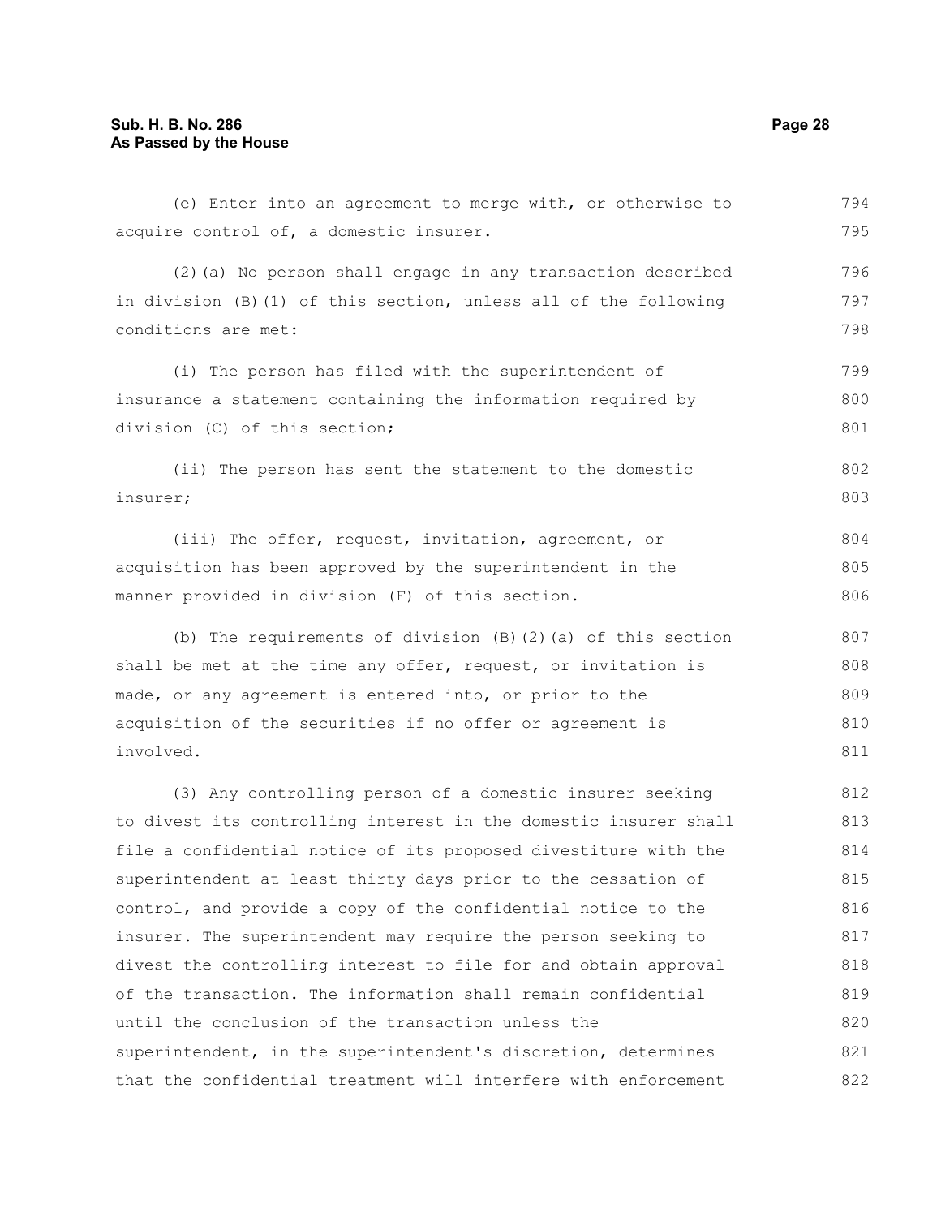(e) Enter into an agreement to merge with, or otherwise to acquire control of, a domestic insurer.

(2)(a) No person shall engage in any transaction described in division (B)(1) of this section, unless all of the following conditions are met:

(i) The person has filed with the superintendent of insurance a statement containing the information required by division (C) of this section;

(ii) The person has sent the statement to the domestic insurer;

(iii) The offer, request, invitation, agreement, or acquisition has been approved by the superintendent in the manner provided in division (F) of this section.

(b) The requirements of division (B)(2)(a) of this section shall be met at the time any offer, request, or invitation is made, or any agreement is entered into, or prior to the acquisition of the securities if no offer or agreement is involved.

(3) Any controlling person of a domestic insurer seeking to divest its controlling interest in the domestic insurer shall file a confidential notice of its proposed divestiture with the superintendent at least thirty days prior to the cessation of control, and provide a copy of the confidential notice to the insurer. The superintendent may require the person seeking to divest the controlling interest to file for and obtain approval of the transaction. The information shall remain confidential until the conclusion of the transaction unless the superintendent, in the superintendent's discretion, determines that the confidential treatment will interfere with enforcement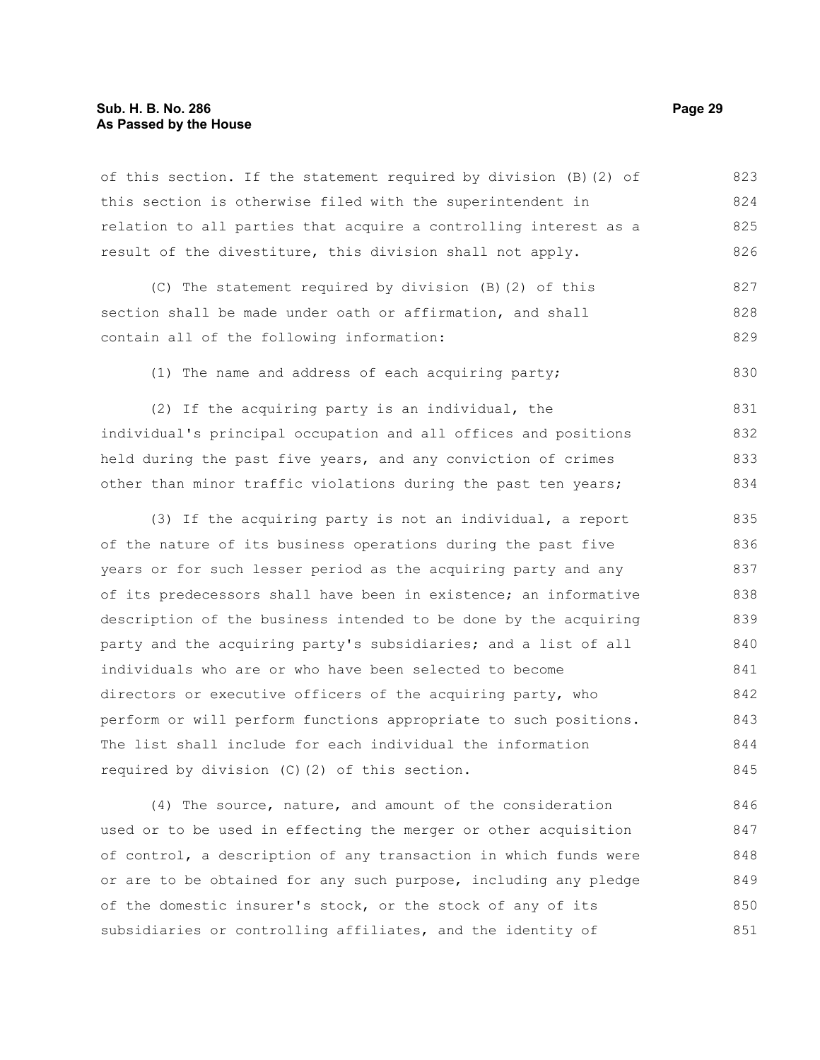of this section. If the statement required by division (B)(2) of this section is otherwise filed with the superintendent in relation to all parties that acquire a controlling interest as a result of the divestiture, this division shall not apply.

(C) The statement required by division (B)(2) of this section shall be made under oath or affirmation, and shall contain all of the following information:

(1) The name and address of each acquiring party;

(2) If the acquiring party is an individual, the individual's principal occupation and all offices and positions held during the past five years, and any conviction of crimes other than minor traffic violations during the past ten years;

(3) If the acquiring party is not an individual, a report of the nature of its business operations during the past five years or for such lesser period as the acquiring party and any of its predecessors shall have been in existence; an informative description of the business intended to be done by the acquiring party and the acquiring party's subsidiaries; and a list of all individuals who are or who have been selected to become directors or executive officers of the acquiring party, who perform or will perform functions appropriate to such positions. The list shall include for each individual the information required by division (C)(2) of this section.

(4) The source, nature, and amount of the consideration used or to be used in effecting the merger or other acquisition of control, a description of any transaction in which funds were or are to be obtained for any such purpose, including any pledge of the domestic insurer's stock, or the stock of any of its subsidiaries or controlling affiliates, and the identity of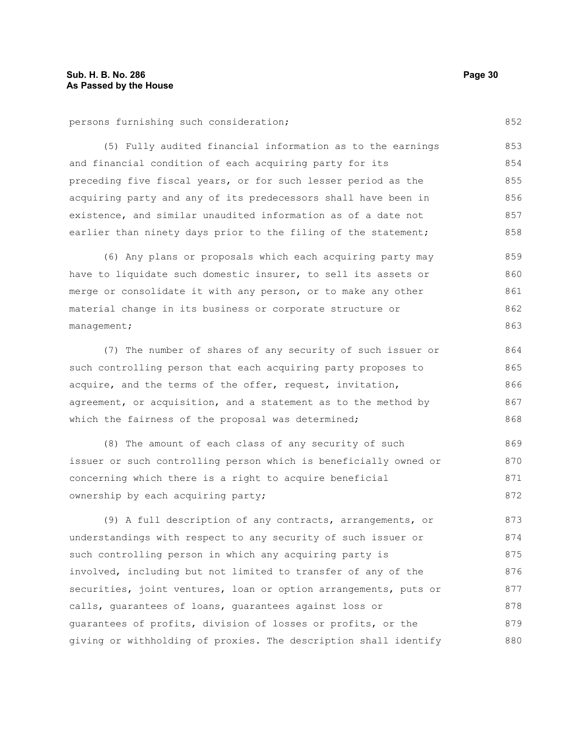persons furnishing such consideration;

(5) Fully audited financial information as to the earnings and financial condition of each acquiring party for its preceding five fiscal years, or for such lesser period as the acquiring party and any of its predecessors shall have been in existence, and similar unaudited information as of a date not earlier than ninety days prior to the filing of the statement;

(6) Any plans or proposals which each acquiring party may have to liquidate such domestic insurer, to sell its assets or merge or consolidate it with any person, or to make any other material change in its business or corporate structure or management;

(7) The number of shares of any security of such issuer or such controlling person that each acquiring party proposes to acquire, and the terms of the offer, request, invitation, agreement, or acquisition, and a statement as to the method by which the fairness of the proposal was determined;

(8) The amount of each class of any security of such issuer or such controlling person which is beneficially owned or concerning which there is a right to acquire beneficial ownership by each acquiring party;

(9) A full description of any contracts, arrangements, or understandings with respect to any security of such issuer or such controlling person in which any acquiring party is involved, including but not limited to transfer of any of the securities, joint ventures, loan or option arrangements, puts or calls, guarantees of loans, guarantees against loss or guarantees of profits, division of losses or profits, or the giving or withholding of proxies. The description shall identify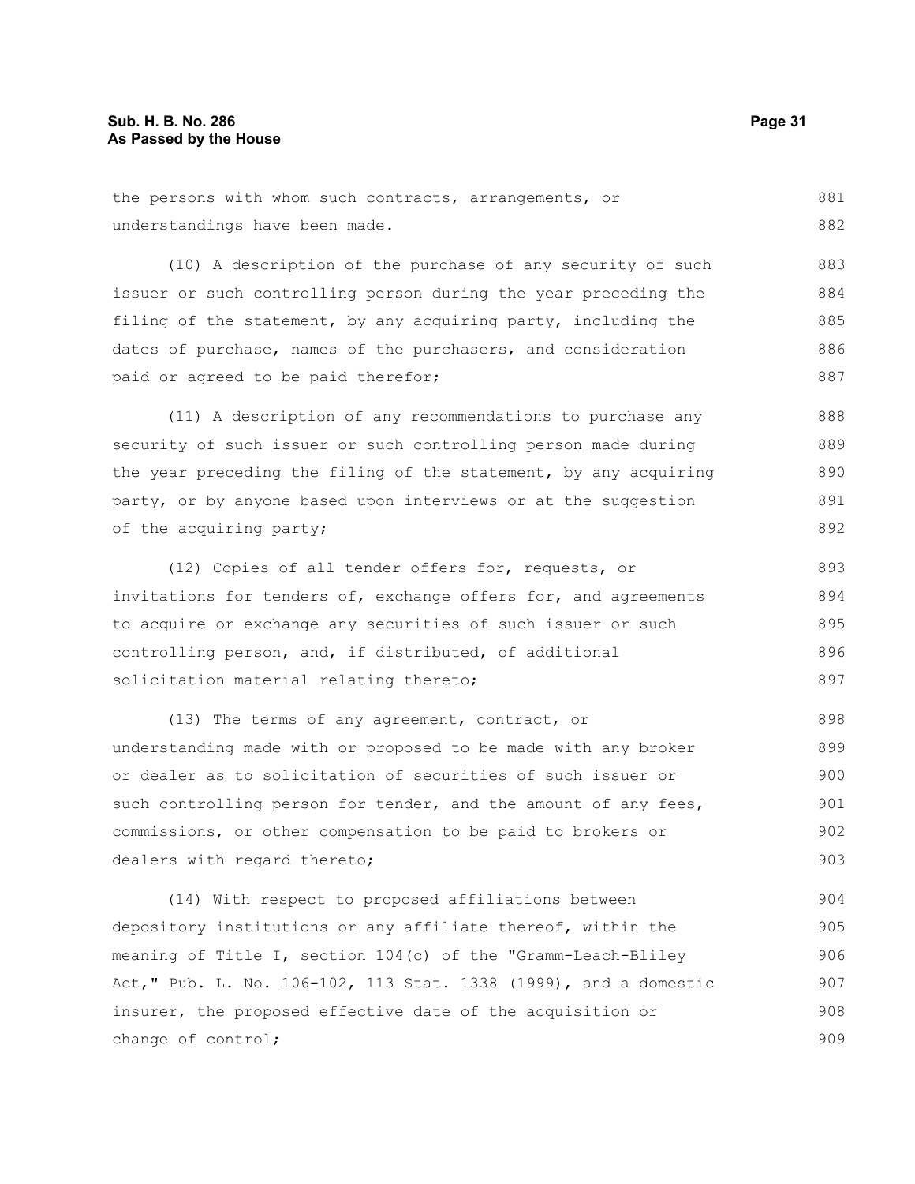the persons with whom such contracts, arrangements, or understandings have been made.

(10) A description of the purchase of any security of such issuer or such controlling person during the year preceding the filing of the statement, by any acquiring party, including the dates of purchase, names of the purchasers, and consideration paid or agreed to be paid therefor;

(11) A description of any recommendations to purchase any security of such issuer or such controlling person made during the year preceding the filing of the statement, by any acquiring party, or by anyone based upon interviews or at the suggestion of the acquiring party;

(12) Copies of all tender offers for, requests, or invitations for tenders of, exchange offers for, and agreements to acquire or exchange any securities of such issuer or such controlling person, and, if distributed, of additional solicitation material relating thereto;

(13) The terms of any agreement, contract, or understanding made with or proposed to be made with any broker or dealer as to solicitation of securities of such issuer or such controlling person for tender, and the amount of any fees, commissions, or other compensation to be paid to brokers or dealers with regard thereto;

(14) With respect to proposed affiliations between depository institutions or any affiliate thereof, within the meaning of Title I, section 104(c) of the "Gramm-Leach-Bliley Act," Pub. L. No. 106-102, 113 Stat. 1338 (1999), and a domestic insurer, the proposed effective date of the acquisition or change of control;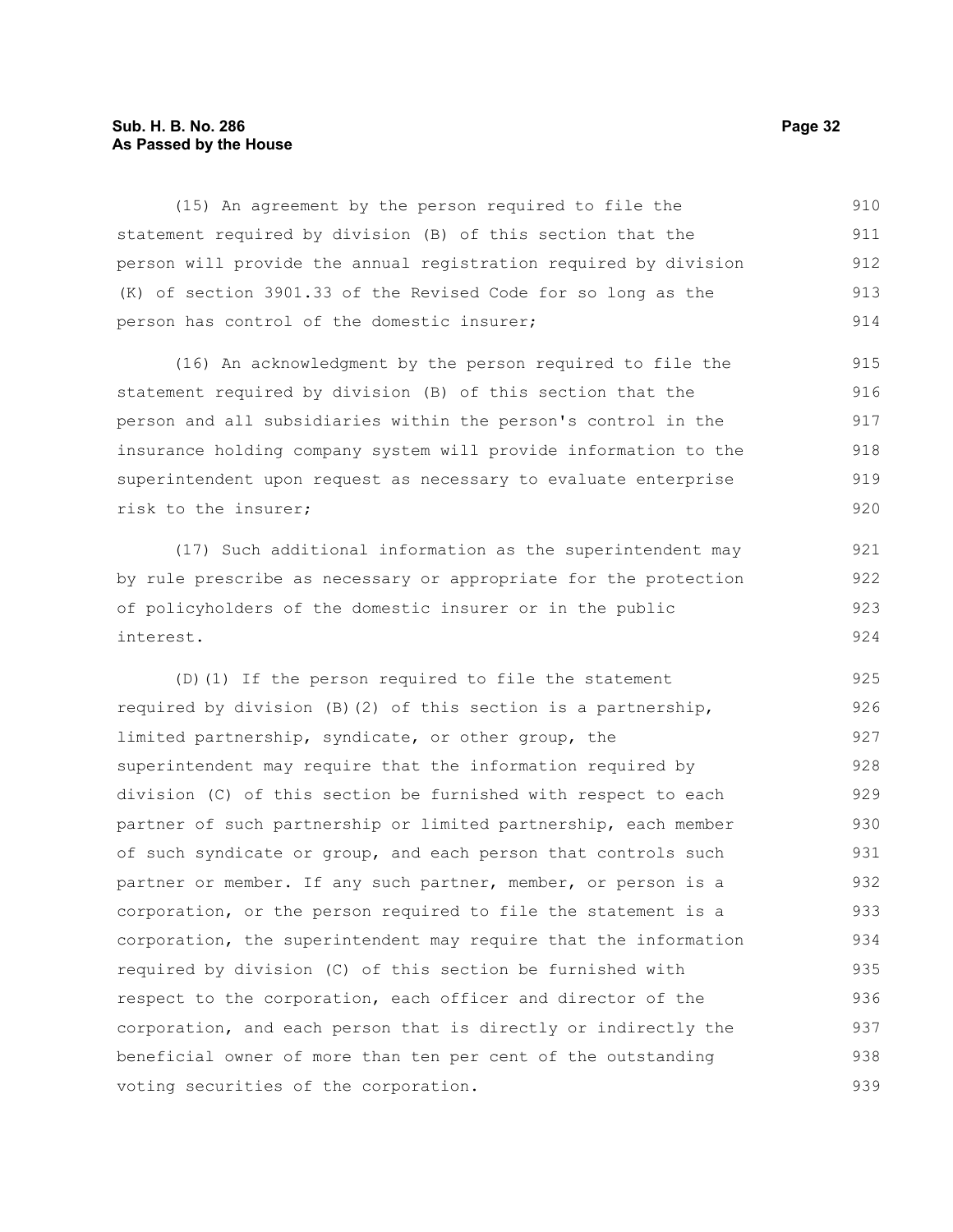(15) An agreement by the person required to file the statement required by division (B) of this section that the person will provide the annual registration required by division (K) of section 3901.33 of the Revised Code for so long as the person has control of the domestic insurer;

(16) An acknowledgment by the person required to file the statement required by division (B) of this section that the person and all subsidiaries within the person's control in the insurance holding company system will provide information to the superintendent upon request as necessary to evaluate enterprise risk to the insurer;

(17) Such additional information as the superintendent may by rule prescribe as necessary or appropriate for the protection of policyholders of the domestic insurer or in the public interest.

(D)(1) If the person required to file the statement required by division (B)(2) of this section is a partnership, limited partnership, syndicate, or other group, the superintendent may require that the information required by division (C) of this section be furnished with respect to each partner of such partnership or limited partnership, each member of such syndicate or group, and each person that controls such partner or member. If any such partner, member, or person is a corporation, or the person required to file the statement is a corporation, the superintendent may require that the information required by division (C) of this section be furnished with respect to the corporation, each officer and director of the corporation, and each person that is directly or indirectly the beneficial owner of more than ten per cent of the outstanding voting securities of the corporation.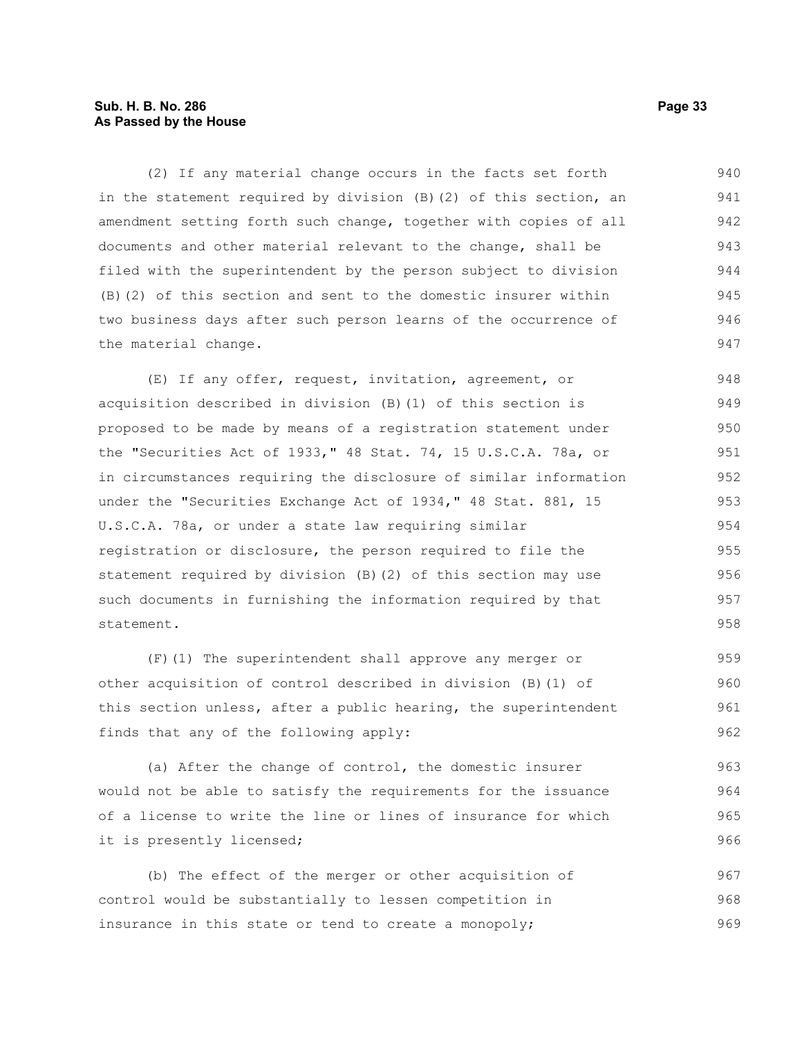(2) If any material change occurs in the facts set forth in the statement required by division (B)(2) of this section, an amendment setting forth such change, together with copies of all documents and other material relevant to the change, shall be filed with the superintendent by the person subject to division (B)(2) of this section and sent to the domestic insurer within two business days after such person learns of the occurrence of the material change.

(E) If any offer, request, invitation, agreement, or acquisition described in division (B)(1) of this section is proposed to be made by means of a registration statement under the "Securities Act of 1933," 48 Stat. 74, 15 U.S.C.A. 78a, or in circumstances requiring the disclosure of similar information under the "Securities Exchange Act of 1934," 48 Stat. 881, 15 U.S.C.A. 78a, or under a state law requiring similar registration or disclosure, the person required to file the statement required by division (B)(2) of this section may use such documents in furnishing the information required by that statement.

(F)(1) The superintendent shall approve any merger or other acquisition of control described in division (B)(1) of this section unless, after a public hearing, the superintendent finds that any of the following apply:

(a) After the change of control, the domestic insurer would not be able to satisfy the requirements for the issuance of a license to write the line or lines of insurance for which it is presently licensed;

(b) The effect of the merger or other acquisition of control would be substantially to lessen competition in insurance in this state or tend to create a monopoly;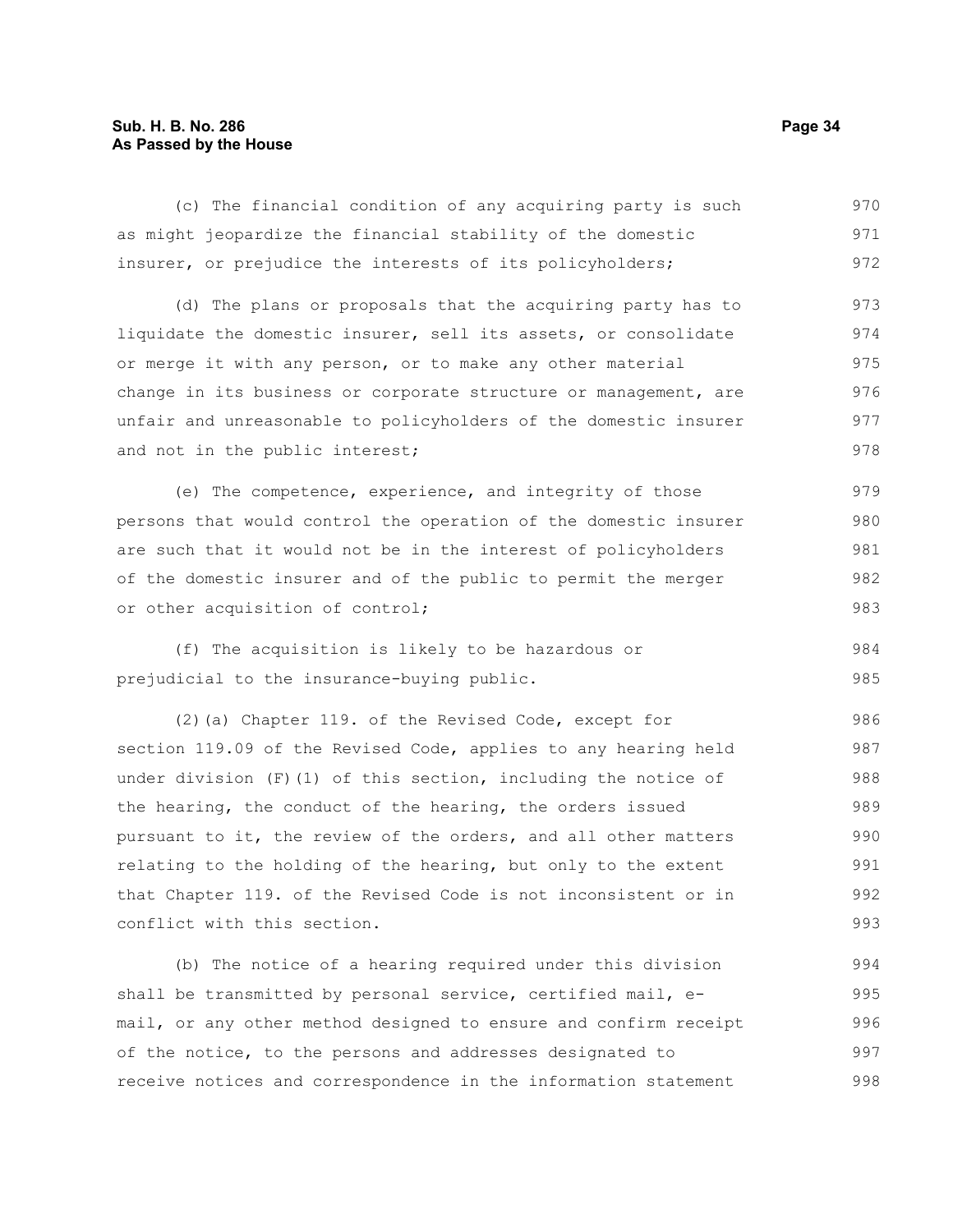(c) The financial condition of any acquiring party is such as might jeopardize the financial stability of the domestic insurer, or prejudice the interests of its policyholders;

(d) The plans or proposals that the acquiring party has to liquidate the domestic insurer, sell its assets, or consolidate or merge it with any person, or to make any other material change in its business or corporate structure or management, are unfair and unreasonable to policyholders of the domestic insurer and not in the public interest;

(e) The competence, experience, and integrity of those persons that would control the operation of the domestic insurer are such that it would not be in the interest of policyholders of the domestic insurer and of the public to permit the merger or other acquisition of control;

(f) The acquisition is likely to be hazardous or prejudicial to the insurance-buying public.

(2)(a) Chapter 119. of the Revised Code, except for section 119.09 of the Revised Code, applies to any hearing held under division (F)(1) of this section, including the notice of the hearing, the conduct of the hearing, the orders issued pursuant to it, the review of the orders, and all other matters relating to the holding of the hearing, but only to the extent that Chapter 119. of the Revised Code is not inconsistent or in conflict with this section.

(b) The notice of a hearing required under this division shall be transmitted by personal service, certified mail, e-mail, or any other method designed to ensure and confirm receipt of the notice, to the persons and addresses designated to receive notices and correspondence in the information statement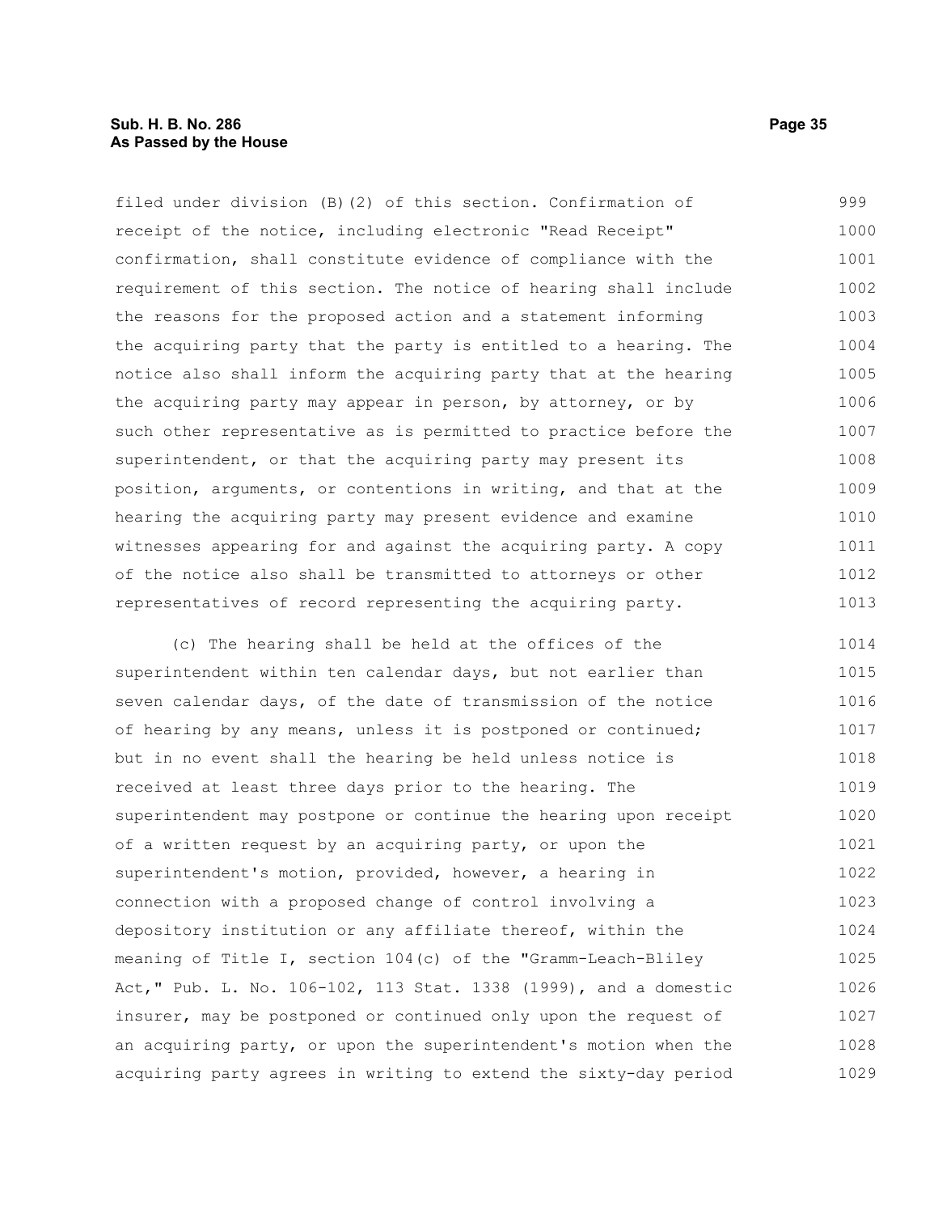filed under division (B)(2) of this section. Confirmation of receipt of the notice, including electronic "Read Receipt" confirmation, shall constitute evidence of compliance with the requirement of this section. The notice of hearing shall include the reasons for the proposed action and a statement informing the acquiring party that the party is entitled to a hearing. The notice also shall inform the acquiring party that at the hearing the acquiring party may appear in person, by attorney, or by such other representative as is permitted to practice before the superintendent, or that the acquiring party may present its position, arguments, or contentions in writing, and that at the hearing the acquiring party may present evidence and examine witnesses appearing for and against the acquiring party. A copy of the notice also shall be transmitted to attorneys or other representatives of record representing the acquiring party.

(c) The hearing shall be held at the offices of the superintendent within ten calendar days, but not earlier than seven calendar days, of the date of transmission of the notice of hearing by any means, unless it is postponed or continued; but in no event shall the hearing be held unless notice is received at least three days prior to the hearing. The superintendent may postpone or continue the hearing upon receipt of a written request by an acquiring party, or upon the superintendent's motion, provided, however, a hearing in connection with a proposed change of control involving a depository institution or any affiliate thereof, within the meaning of Title I, section 104(c) of the "Gramm-Leach-Bliley Act," Pub. L. No. 106-102, 113 Stat. 1338 (1999), and a domestic insurer, may be postponed or continued only upon the request of an acquiring party, or upon the superintendent's motion when the acquiring party agrees in writing to extend the sixty-day period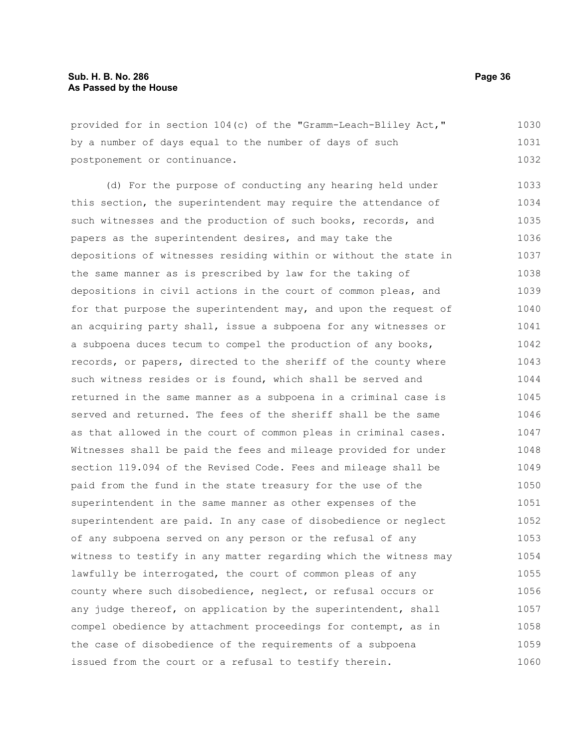provided for in section 104(c) of the "Gramm-Leach-Bliley Act," by a number of days equal to the number of days of such postponement or continuance.

(d) For the purpose of conducting any hearing held under this section, the superintendent may require the attendance of such witnesses and the production of such books, records, and papers as the superintendent desires, and may take the depositions of witnesses residing within or without the state in the same manner as is prescribed by law for the taking of depositions in civil actions in the court of common pleas, and for that purpose the superintendent may, and upon the request of an acquiring party shall, issue a subpoena for any witnesses or a subpoena duces tecum to compel the production of any books, records, or papers, directed to the sheriff of the county where such witness resides or is found, which shall be served and returned in the same manner as a subpoena in a criminal case is served and returned. The fees of the sheriff shall be the same as that allowed in the court of common pleas in criminal cases. Witnesses shall be paid the fees and mileage provided for under section 119.094 of the Revised Code. Fees and mileage shall be paid from the fund in the state treasury for the use of the superintendent in the same manner as other expenses of the superintendent are paid. In any case of disobedience or neglect of any subpoena served on any person or the refusal of any witness to testify in any matter regarding which the witness may lawfully be interrogated, the court of common pleas of any county where such disobedience, neglect, or refusal occurs or any judge thereof, on application by the superintendent, shall compel obedience by attachment proceedings for contempt, as in the case of disobedience of the requirements of a subpoena issued from the court or a refusal to testify therein.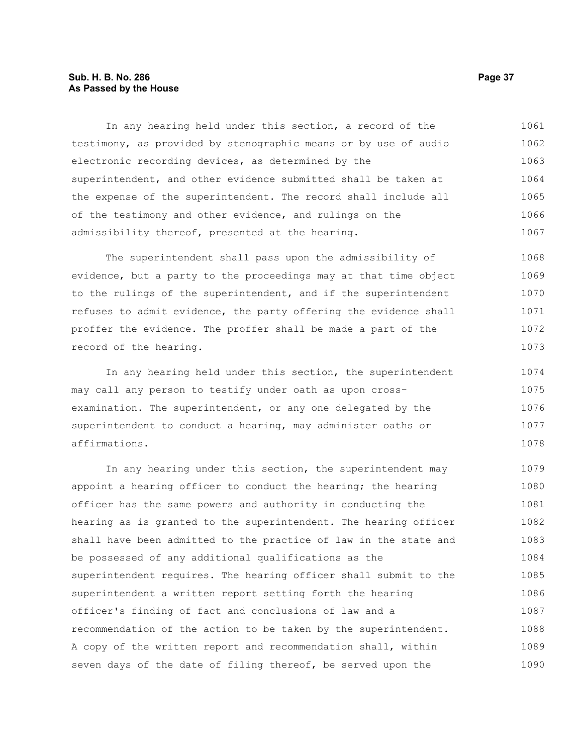In any hearing held under this section, a record of the testimony, as provided by stenographic means or by use of audio electronic recording devices, as determined by the superintendent, and other evidence submitted shall be taken at the expense of the superintendent. The record shall include all of the testimony and other evidence, and rulings on the admissibility thereof, presented at the hearing.

The superintendent shall pass upon the admissibility of evidence, but a party to the proceedings may at that time object to the rulings of the superintendent, and if the superintendent refuses to admit evidence, the party offering the evidence shall proffer the evidence. The proffer shall be made a part of the record of the hearing.

In any hearing held under this section, the superintendent may call any person to testify under oath as upon cross-examination. The superintendent, or any one delegated by the superintendent to conduct a hearing, may administer oaths or affirmations.

In any hearing under this section, the superintendent may appoint a hearing officer to conduct the hearing; the hearing officer has the same powers and authority in conducting the hearing as is granted to the superintendent. The hearing officer shall have been admitted to the practice of law in the state and be possessed of any additional qualifications as the superintendent requires. The hearing officer shall submit to the superintendent a written report setting forth the hearing officer's finding of fact and conclusions of law and a recommendation of the action to be taken by the superintendent. A copy of the written report and recommendation shall, within seven days of the date of filing thereof, be served upon the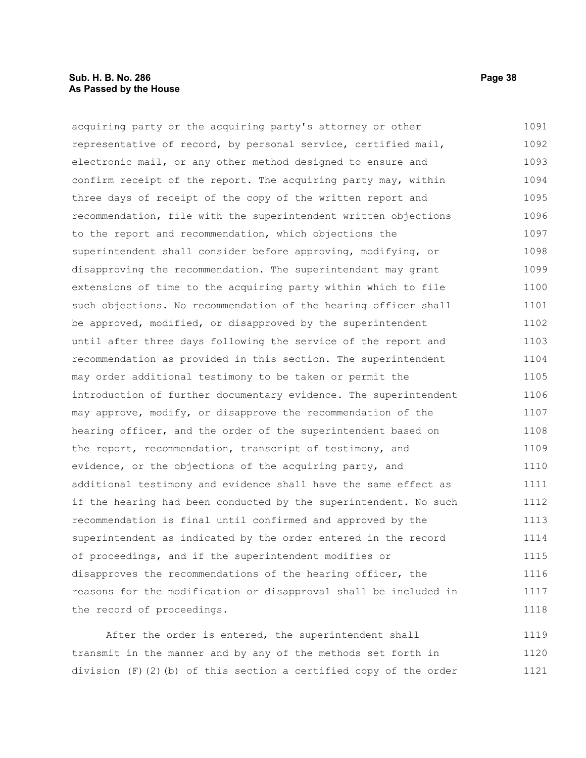acquiring party or the acquiring party's attorney or other representative of record, by personal service, certified mail, electronic mail, or any other method designed to ensure and confirm receipt of the report. The acquiring party may, within three days of receipt of the copy of the written report and recommendation, file with the superintendent written objections to the report and recommendation, which objections the superintendent shall consider before approving, modifying, or disapproving the recommendation. The superintendent may grant extensions of time to the acquiring party within which to file such objections. No recommendation of the hearing officer shall be approved, modified, or disapproved by the superintendent until after three days following the service of the report and recommendation as provided in this section. The superintendent may order additional testimony to be taken or permit the introduction of further documentary evidence. The superintendent may approve, modify, or disapprove the recommendation of the hearing officer, and the order of the superintendent based on the report, recommendation, transcript of testimony, and evidence, or the objections of the acquiring party, and additional testimony and evidence shall have the same effect as if the hearing had been conducted by the superintendent. No such recommendation is final until confirmed and approved by the superintendent as indicated by the order entered in the record of proceedings, and if the superintendent modifies or disapproves the recommendations of the hearing officer, the reasons for the modification or disapproval shall be included in the record of proceedings.

After the order is entered, the superintendent shall transmit in the manner and by any of the methods set forth in division (F)(2)(b) of this section a certified copy of the order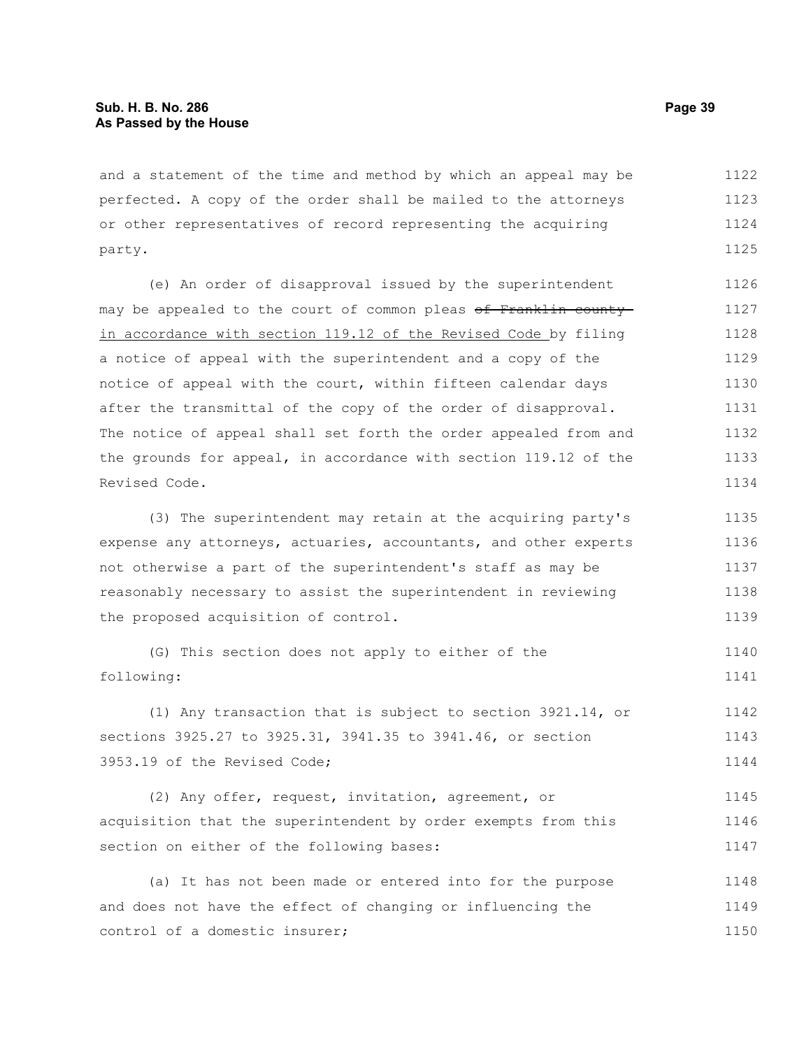and a statement of the time and method by which an appeal may be perfected. A copy of the order shall be mailed to the attorneys or other representatives of record representing the acquiring party.

(e) An order of disapproval issued by the superintendent may be appealed to the court of common pleas ~~of Franklin county~~ in accordance with section 119.12 of the Revised Code by filing a notice of appeal with the superintendent and a copy of the notice of appeal with the court, within fifteen calendar days after the transmittal of the copy of the order of disapproval. The notice of appeal shall set forth the order appealed from and the grounds for appeal, in accordance with section 119.12 of the Revised Code.

(3) The superintendent may retain at the acquiring party's expense any attorneys, actuaries, accountants, and other experts not otherwise a part of the superintendent's staff as may be reasonably necessary to assist the superintendent in reviewing the proposed acquisition of control.

(G) This section does not apply to either of the following:

(1) Any transaction that is subject to section 3921.14, or sections 3925.27 to 3925.31, 3941.35 to 3941.46, or section 3953.19 of the Revised Code;

(2) Any offer, request, invitation, agreement, or acquisition that the superintendent by order exempts from this section on either of the following bases:

(a) It has not been made or entered into for the purpose and does not have the effect of changing or influencing the control of a domestic insurer;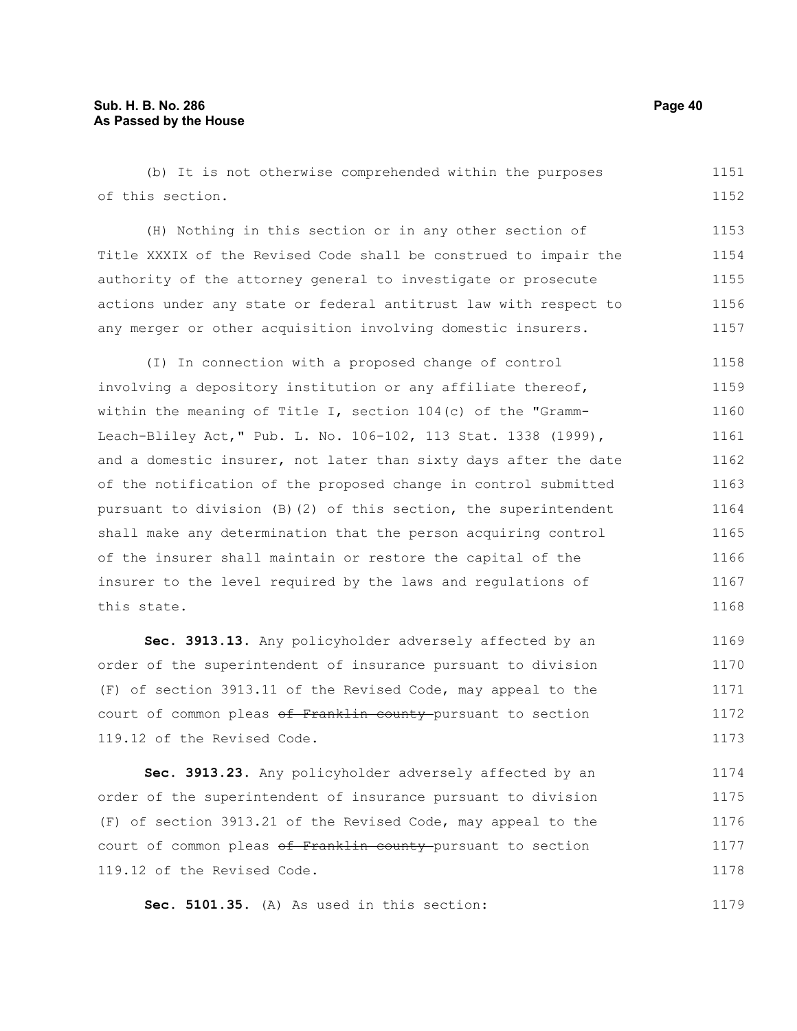(b) It is not otherwise comprehended within the purposes of this section.

(H) Nothing in this section or in any other section of Title XXXIX of the Revised Code shall be construed to impair the authority of the attorney general to investigate or prosecute actions under any state or federal antitrust law with respect to any merger or other acquisition involving domestic insurers.

(I) In connection with a proposed change of control involving a depository institution or any affiliate thereof, within the meaning of Title I, section 104(c) of the "Gramm-Leach-Bliley Act," Pub. L. No. 106-102, 113 Stat. 1338 (1999), and a domestic insurer, not later than sixty days after the date of the notification of the proposed change in control submitted pursuant to division (B)(2) of this section, the superintendent shall make any determination that the person acquiring control of the insurer shall maintain or restore the capital of the insurer to the level required by the laws and regulations of this state.

**Sec. 3913.13.** Any policyholder adversely affected by an order of the superintendent of insurance pursuant to division (F) of section 3913.11 of the Revised Code, may appeal to the court of common pleas ~~of Franklin county~~ pursuant to section 119.12 of the Revised Code.

**Sec. 3913.23.** Any policyholder adversely affected by an order of the superintendent of insurance pursuant to division (F) of section 3913.21 of the Revised Code, may appeal to the court of common pleas ~~of Franklin county~~ pursuant to section 119.12 of the Revised Code.

**Sec. 5101.35.** (A) As used in this section: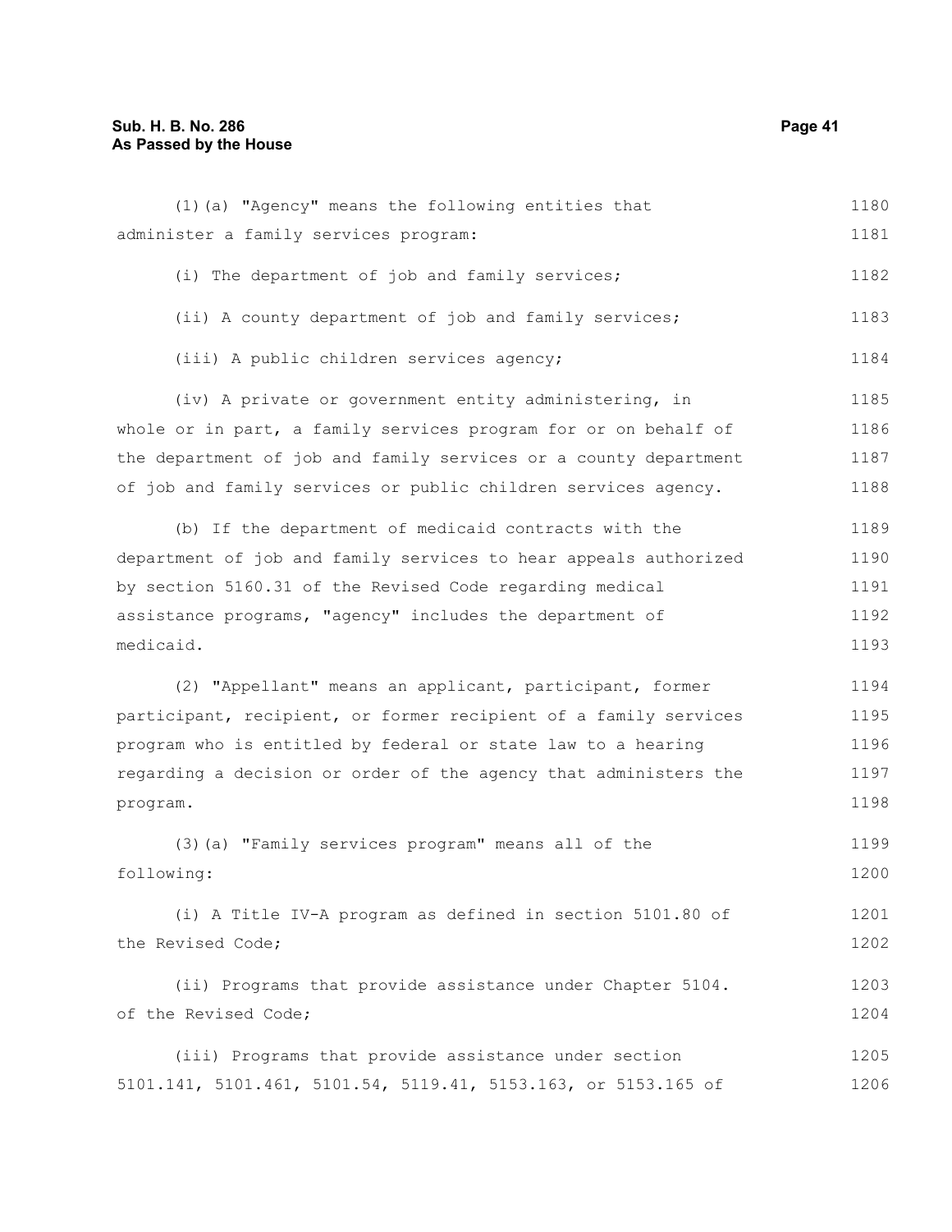(1)(a) "Agency" means the following entities that administer a family services program:

(i) The department of job and family services;

(ii) A county department of job and family services;

(iii) A public children services agency;

(iv) A private or government entity administering, in whole or in part, a family services program for or on behalf of the department of job and family services or a county department of job and family services or public children services agency.

(b) If the department of medicaid contracts with the department of job and family services to hear appeals authorized by section 5160.31 of the Revised Code regarding medical assistance programs, "agency" includes the department of medicaid.

(2) "Appellant" means an applicant, participant, former participant, recipient, or former recipient of a family services program who is entitled by federal or state law to a hearing regarding a decision or order of the agency that administers the program.

(3)(a) "Family services program" means all of the following:

(i) A Title IV-A program as defined in section 5101.80 of the Revised Code;

(ii) Programs that provide assistance under Chapter 5104. of the Revised Code;

(iii) Programs that provide assistance under section 5101.141, 5101.461, 5101.54, 5119.41, 5153.163, or 5153.165 of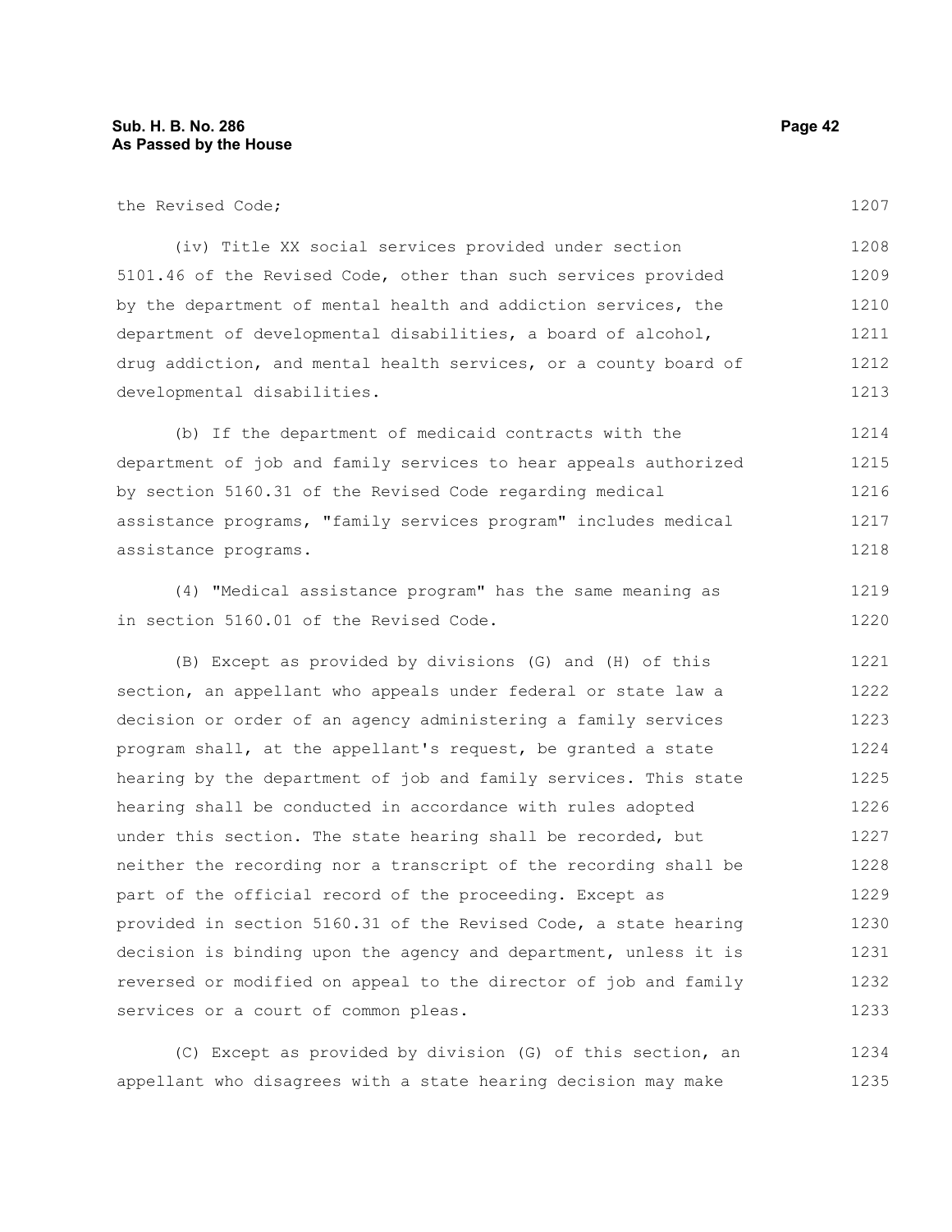the Revised Code;

(iv) Title XX social services provided under section 5101.46 of the Revised Code, other than such services provided by the department of mental health and addiction services, the department of developmental disabilities, a board of alcohol, drug addiction, and mental health services, or a county board of developmental disabilities.

(b) If the department of medicaid contracts with the department of job and family services to hear appeals authorized by section 5160.31 of the Revised Code regarding medical assistance programs, "family services program" includes medical assistance programs.

(4) "Medical assistance program" has the same meaning as in section 5160.01 of the Revised Code.

(B) Except as provided by divisions (G) and (H) of this section, an appellant who appeals under federal or state law a decision or order of an agency administering a family services program shall, at the appellant's request, be granted a state hearing by the department of job and family services. This state hearing shall be conducted in accordance with rules adopted under this section. The state hearing shall be recorded, but neither the recording nor a transcript of the recording shall be part of the official record of the proceeding. Except as provided in section 5160.31 of the Revised Code, a state hearing decision is binding upon the agency and department, unless it is reversed or modified on appeal to the director of job and family services or a court of common pleas.

(C) Except as provided by division (G) of this section, an appellant who disagrees with a state hearing decision may make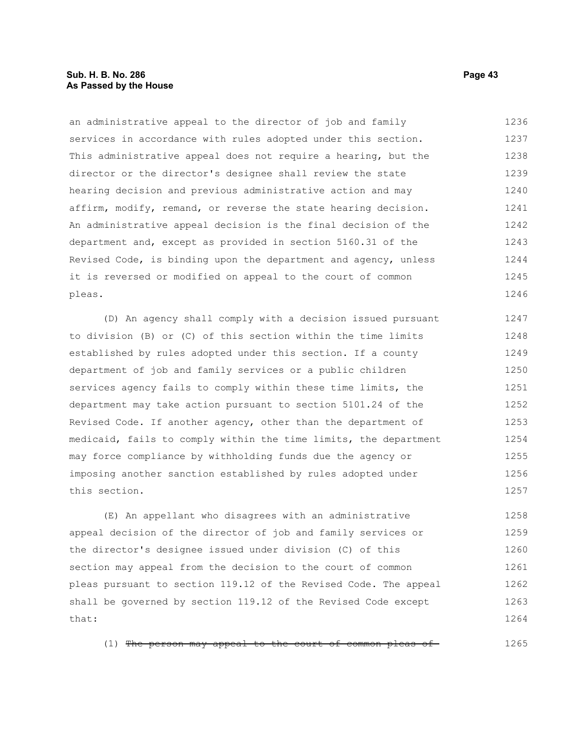an administrative appeal to the director of job and family services in accordance with rules adopted under this section. This administrative appeal does not require a hearing, but the director or the director's designee shall review the state hearing decision and previous administrative action and may affirm, modify, remand, or reverse the state hearing decision. An administrative appeal decision is the final decision of the department and, except as provided in section 5160.31 of the Revised Code, is binding upon the department and agency, unless it is reversed or modified on appeal to the court of common pleas.

(D) An agency shall comply with a decision issued pursuant to division (B) or (C) of this section within the time limits established by rules adopted under this section. If a county department of job and family services or a public children services agency fails to comply within these time limits, the department may take action pursuant to section 5101.24 of the Revised Code. If another agency, other than the department of medicaid, fails to comply within the time limits, the department may force compliance by withholding funds due the agency or imposing another sanction established by rules adopted under this section.

(E) An appellant who disagrees with an administrative appeal decision of the director of job and family services or the director's designee issued under division (C) of this section may appeal from the decision to the court of common pleas pursuant to section 119.12 of the Revised Code. The appeal shall be governed by section 119.12 of the Revised Code except that:

(1) ~~The person may appeal to the court of common pleas of~~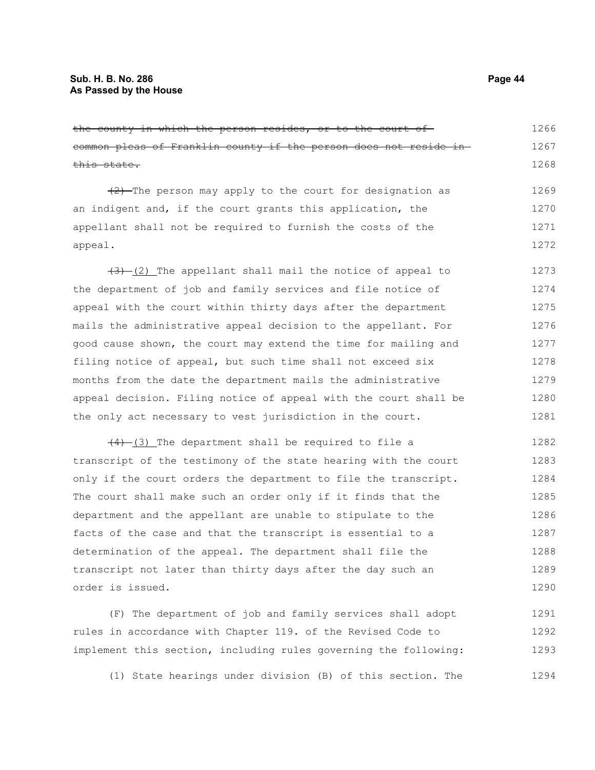~~the county in which the person resides, or to the court of common pleas of Franklin county if the person does not reside in this state.~~

~~(2)~~ The person may apply to the court for designation as an indigent and, if the court grants this application, the appellant shall not be required to furnish the costs of the appeal.

~~(3)~~ (2) The appellant shall mail the notice of appeal to the department of job and family services and file notice of appeal with the court within thirty days after the department mails the administrative appeal decision to the appellant. For good cause shown, the court may extend the time for mailing and filing notice of appeal, but such time shall not exceed six months from the date the department mails the administrative appeal decision. Filing notice of appeal with the court shall be the only act necessary to vest jurisdiction in the court.

~~(4)~~ (3) The department shall be required to file a transcript of the testimony of the state hearing with the court only if the court orders the department to file the transcript. The court shall make such an order only if it finds that the department and the appellant are unable to stipulate to the facts of the case and that the transcript is essential to a determination of the appeal. The department shall file the transcript not later than thirty days after the day such an order is issued.

(F) The department of job and family services shall adopt rules in accordance with Chapter 119. of the Revised Code to implement this section, including rules governing the following:

(1) State hearings under division (B) of this section. The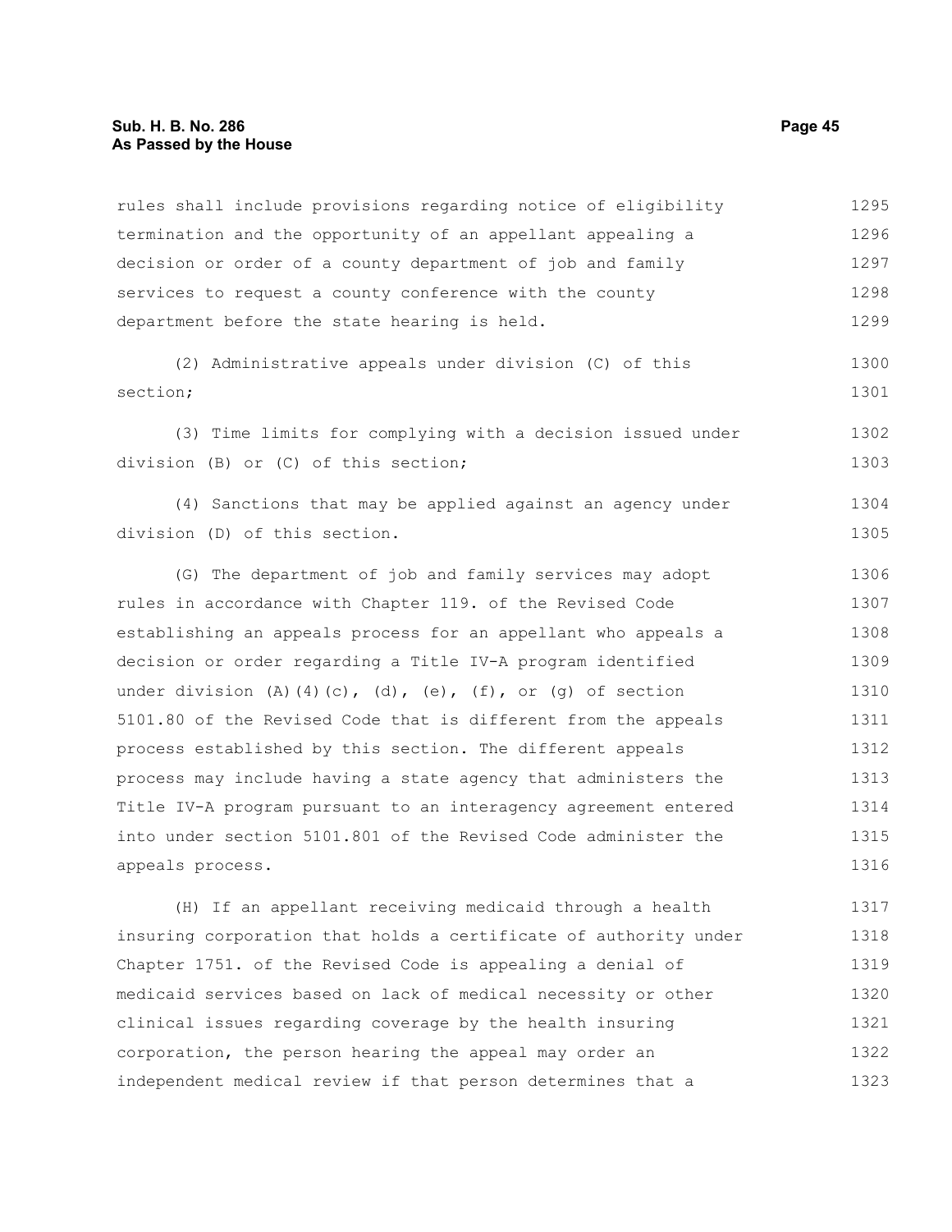rules shall include provisions regarding notice of eligibility termination and the opportunity of an appellant appealing a decision or order of a county department of job and family services to request a county conference with the county department before the state hearing is held.

(2) Administrative appeals under division (C) of this section;

(3) Time limits for complying with a decision issued under division (B) or (C) of this section;

(4) Sanctions that may be applied against an agency under division (D) of this section.

(G) The department of job and family services may adopt rules in accordance with Chapter 119. of the Revised Code establishing an appeals process for an appellant who appeals a decision or order regarding a Title IV-A program identified under division (A)(4)(c), (d), (e), (f), or (g) of section 5101.80 of the Revised Code that is different from the appeals process established by this section. The different appeals process may include having a state agency that administers the Title IV-A program pursuant to an interagency agreement entered into under section 5101.801 of the Revised Code administer the appeals process.

(H) If an appellant receiving medicaid through a health insuring corporation that holds a certificate of authority under Chapter 1751. of the Revised Code is appealing a denial of medicaid services based on lack of medical necessity or other clinical issues regarding coverage by the health insuring corporation, the person hearing the appeal may order an independent medical review if that person determines that a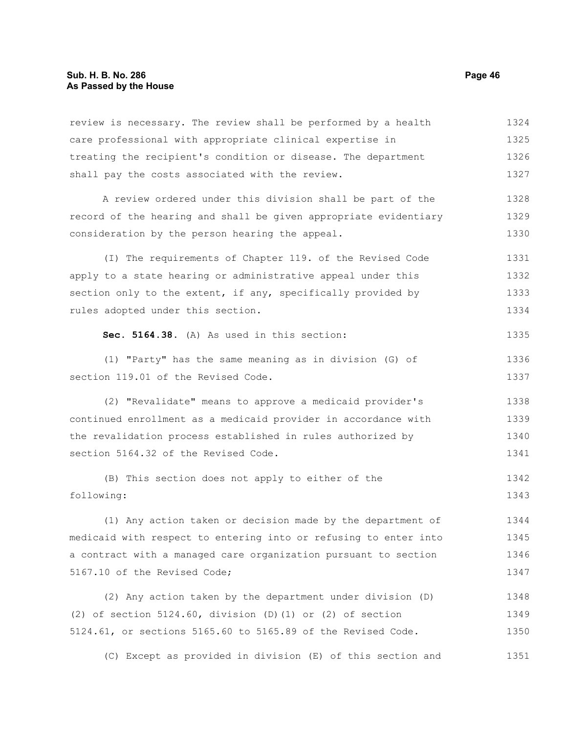review is necessary. The review shall be performed by a health care professional with appropriate clinical expertise in treating the recipient's condition or disease. The department shall pay the costs associated with the review.

A review ordered under this division shall be part of the record of the hearing and shall be given appropriate evidentiary consideration by the person hearing the appeal.

(I) The requirements of Chapter 119. of the Revised Code apply to a state hearing or administrative appeal under this section only to the extent, if any, specifically provided by rules adopted under this section.

**Sec. 5164.38.** (A) As used in this section:

(1) "Party" has the same meaning as in division (G) of section 119.01 of the Revised Code.

(2) "Revalidate" means to approve a medicaid provider's continued enrollment as a medicaid provider in accordance with the revalidation process established in rules authorized by section 5164.32 of the Revised Code.

(B) This section does not apply to either of the following:

(1) Any action taken or decision made by the department of medicaid with respect to entering into or refusing to enter into a contract with a managed care organization pursuant to section 5167.10 of the Revised Code;

(2) Any action taken by the department under division (D)(2) of section 5124.60, division (D)(1) or (2) of section 5124.61, or sections 5165.60 to 5165.89 of the Revised Code.

(C) Except as provided in division (E) of this section and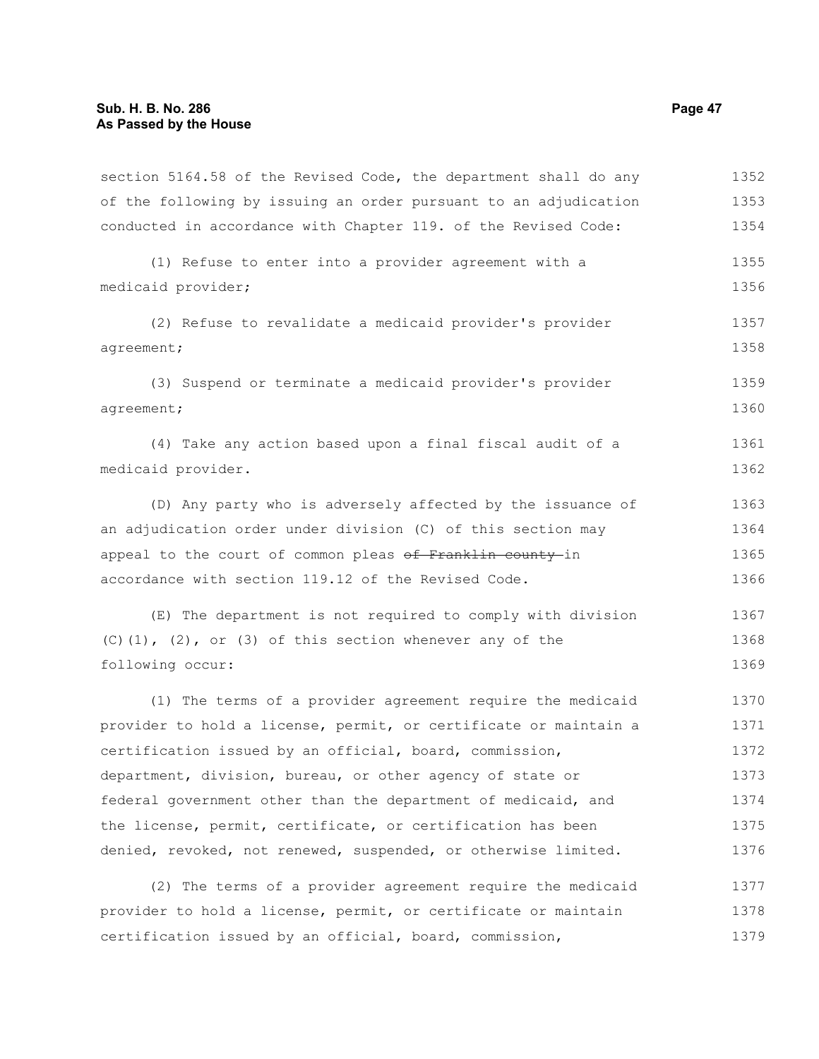section 5164.58 of the Revised Code, the department shall do any of the following by issuing an order pursuant to an adjudication conducted in accordance with Chapter 119. of the Revised Code:

(1) Refuse to enter into a provider agreement with a medicaid provider;

(2) Refuse to revalidate a medicaid provider's provider agreement;

(3) Suspend or terminate a medicaid provider's provider agreement;

(4) Take any action based upon a final fiscal audit of a medicaid provider.

(D) Any party who is adversely affected by the issuance of an adjudication order under division (C) of this section may appeal to the court of common pleas ~~of Franklin county~~ in accordance with section 119.12 of the Revised Code.

(E) The department is not required to comply with division (C)(1), (2), or (3) of this section whenever any of the following occur:

(1) The terms of a provider agreement require the medicaid provider to hold a license, permit, or certificate or maintain a certification issued by an official, board, commission, department, division, bureau, or other agency of state or federal government other than the department of medicaid, and the license, permit, certificate, or certification has been denied, revoked, not renewed, suspended, or otherwise limited.

(2) The terms of a provider agreement require the medicaid provider to hold a license, permit, or certificate or maintain certification issued by an official, board, commission,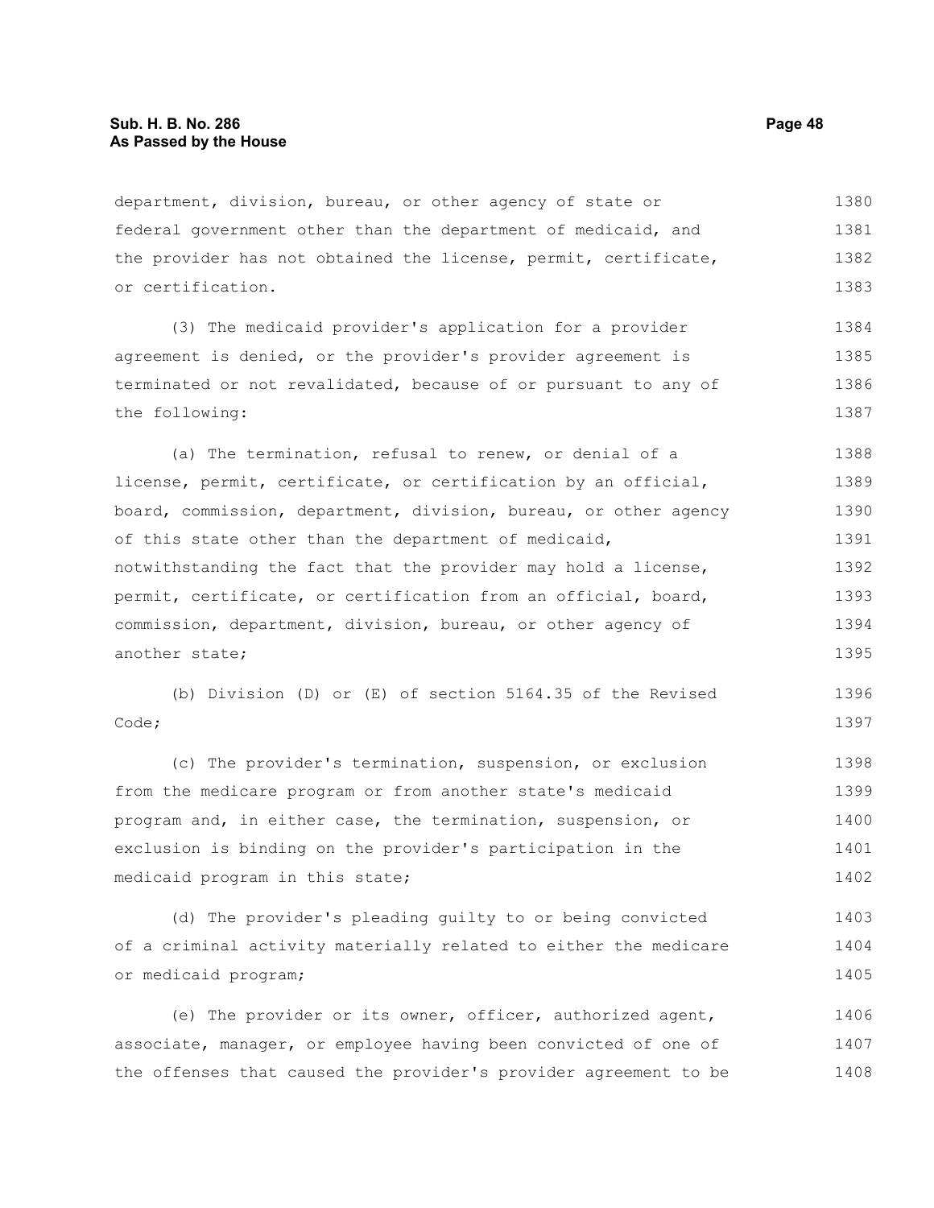department, division, bureau, or other agency of state or federal government other than the department of medicaid, and the provider has not obtained the license, permit, certificate, or certification.

(3) The medicaid provider's application for a provider agreement is denied, or the provider's provider agreement is terminated or not revalidated, because of or pursuant to any of the following:

(a) The termination, refusal to renew, or denial of a license, permit, certificate, or certification by an official, board, commission, department, division, bureau, or other agency of this state other than the department of medicaid, notwithstanding the fact that the provider may hold a license, permit, certificate, or certification from an official, board, commission, department, division, bureau, or other agency of another state;

(b) Division (D) or (E) of section 5164.35 of the Revised Code;

(c) The provider's termination, suspension, or exclusion from the medicare program or from another state's medicaid program and, in either case, the termination, suspension, or exclusion is binding on the provider's participation in the medicaid program in this state;

(d) The provider's pleading guilty to or being convicted of a criminal activity materially related to either the medicare or medicaid program;

(e) The provider or its owner, officer, authorized agent, associate, manager, or employee having been convicted of one of the offenses that caused the provider's provider agreement to be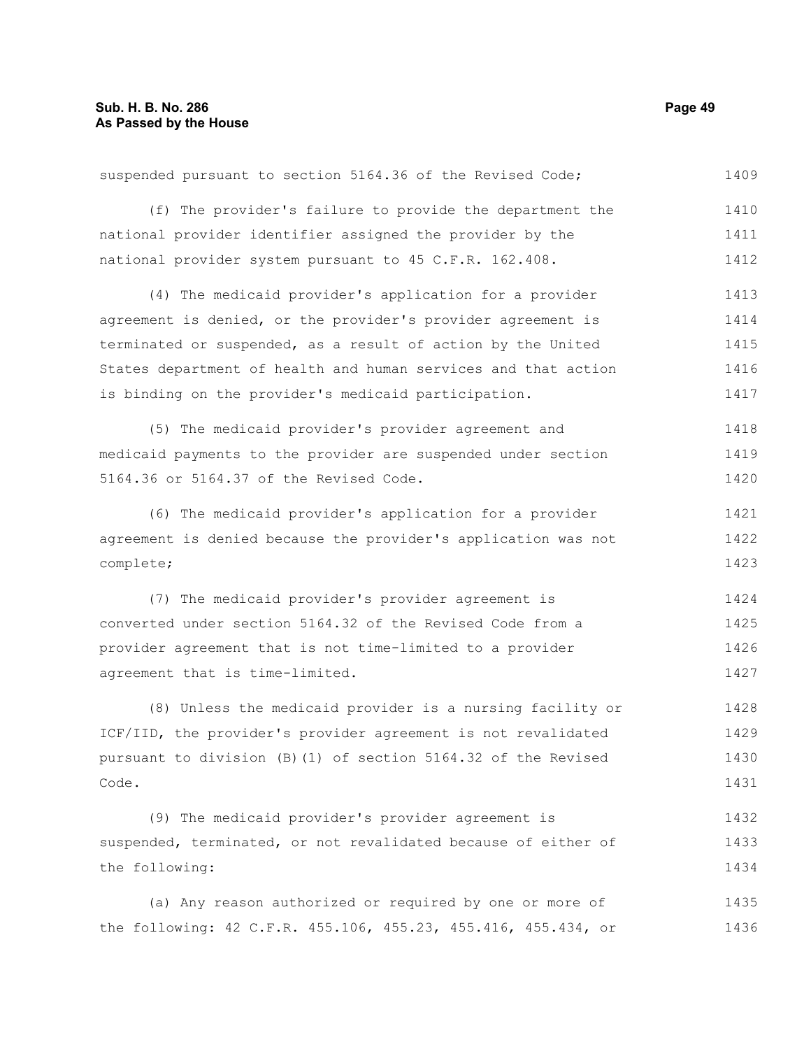suspended pursuant to section 5164.36 of the Revised Code;

(f) The provider's failure to provide the department the national provider identifier assigned the provider by the national provider system pursuant to 45 C.F.R. 162.408.

(4) The medicaid provider's application for a provider agreement is denied, or the provider's provider agreement is terminated or suspended, as a result of action by the United States department of health and human services and that action is binding on the provider's medicaid participation.

(5) The medicaid provider's provider agreement and medicaid payments to the provider are suspended under section 5164.36 or 5164.37 of the Revised Code.

(6) The medicaid provider's application for a provider agreement is denied because the provider's application was not complete;

(7) The medicaid provider's provider agreement is converted under section 5164.32 of the Revised Code from a provider agreement that is not time-limited to a provider agreement that is time-limited.

(8) Unless the medicaid provider is a nursing facility or ICF/IID, the provider's provider agreement is not revalidated pursuant to division (B)(1) of section 5164.32 of the Revised Code.

(9) The medicaid provider's provider agreement is suspended, terminated, or not revalidated because of either of the following:

(a) Any reason authorized or required by one or more of the following: 42 C.F.R. 455.106, 455.23, 455.416, 455.434, or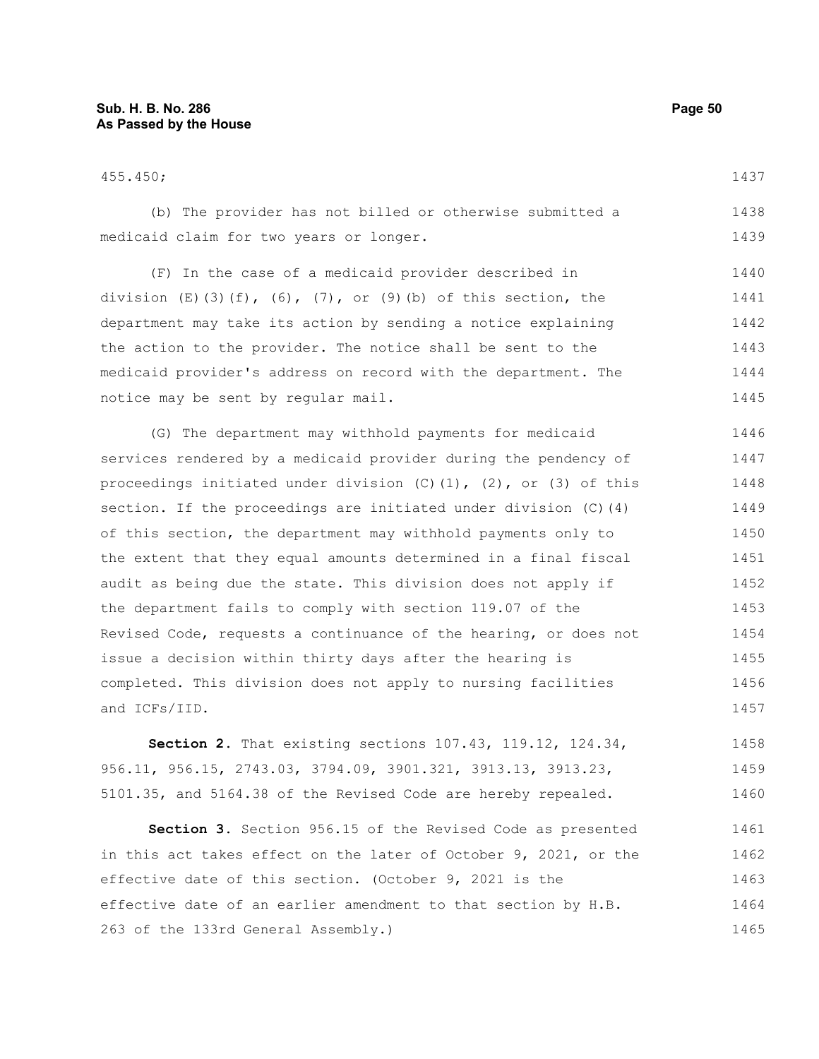455.450;

(b) The provider has not billed or otherwise submitted a medicaid claim for two years or longer.

(F) In the case of a medicaid provider described in division (E)(3)(f), (6), (7), or (9)(b) of this section, the department may take its action by sending a notice explaining the action to the provider. The notice shall be sent to the medicaid provider's address on record with the department. The notice may be sent by regular mail.

(G) The department may withhold payments for medicaid services rendered by a medicaid provider during the pendency of proceedings initiated under division (C)(1), (2), or (3) of this section. If the proceedings are initiated under division (C)(4) of this section, the department may withhold payments only to the extent that they equal amounts determined in a final fiscal audit as being due the state. This division does not apply if the department fails to comply with section 119.07 of the Revised Code, requests a continuance of the hearing, or does not issue a decision within thirty days after the hearing is completed. This division does not apply to nursing facilities and ICFs/IID.

**Section 2.** That existing sections 107.43, 119.12, 124.34, 956.11, 956.15, 2743.03, 3794.09, 3901.321, 3913.13, 3913.23, 5101.35, and 5164.38 of the Revised Code are hereby repealed.

**Section 3.** Section 956.15 of the Revised Code as presented in this act takes effect on the later of October 9, 2021, or the effective date of this section. (October 9, 2021 is the effective date of an earlier amendment to that section by H.B. 263 of the 133rd General Assembly.)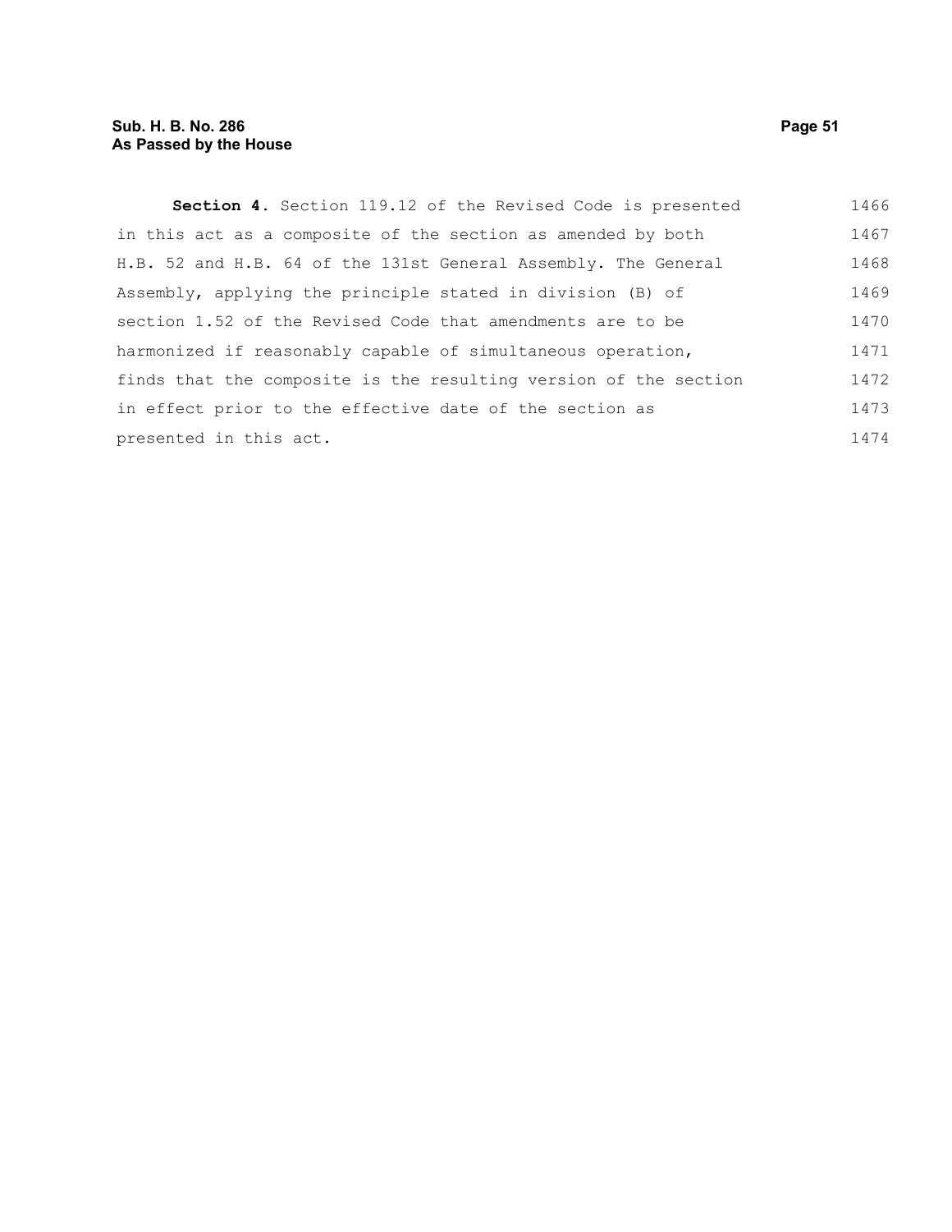**Section 4.** Section 119.12 of the Revised Code is presented in this act as a composite of the section as amended by both H.B. 52 and H.B. 64 of the 131st General Assembly. The General Assembly, applying the principle stated in division (B) of section 1.52 of the Revised Code that amendments are to be harmonized if reasonably capable of simultaneous operation, finds that the composite is the resulting version of the section in effect prior to the effective date of the section as presented in this act.